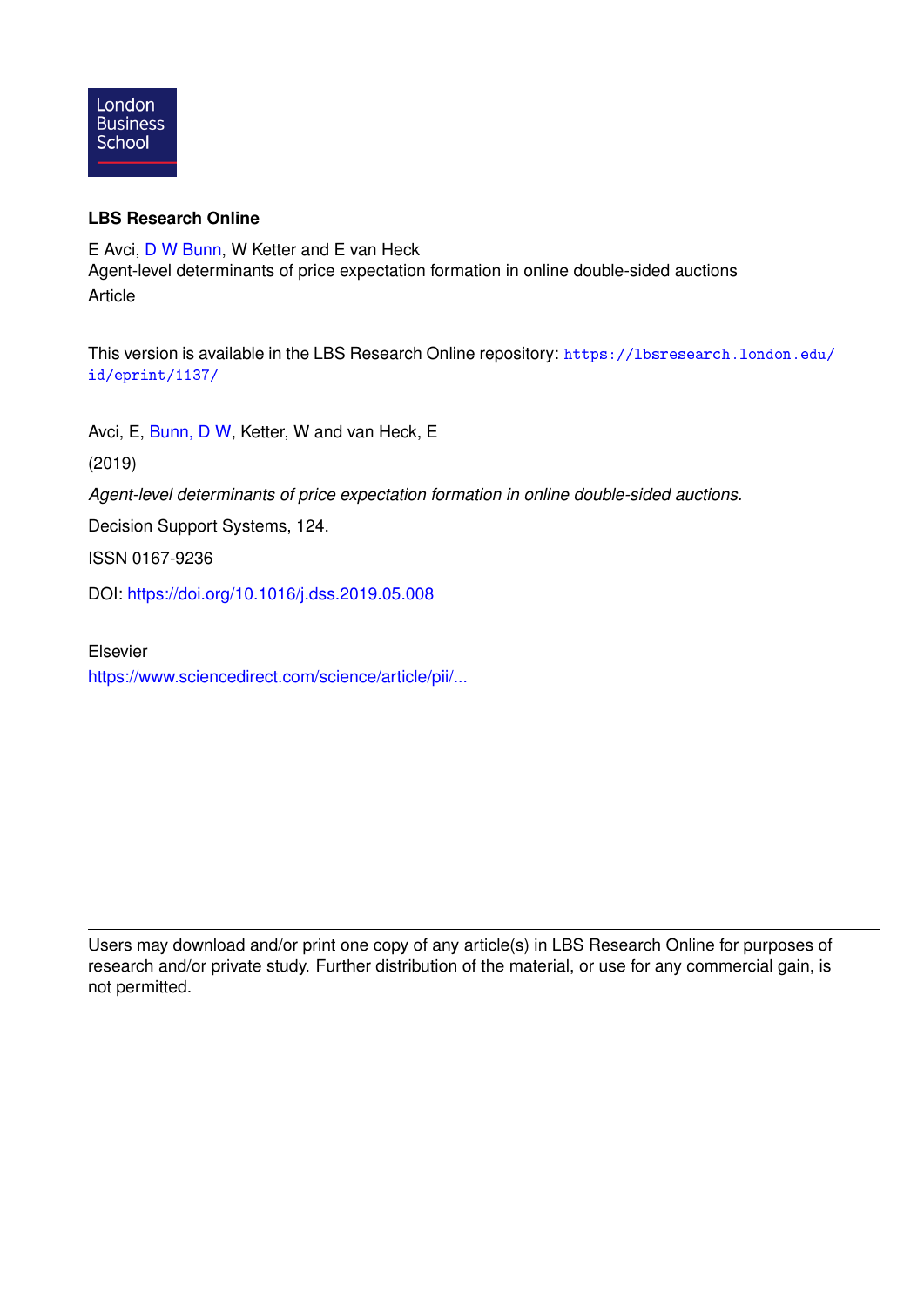London Business School

**LBS Research Online**

E Avci, D W Bunn, W Ketter and E van Heck
Agent-level determinants of price expectation formation in online double-sided auctions
Article

This version is available in the LBS Research Online repository: https://lbsresearch.london.edu/id/eprint/1137/

Avci, E, Bunn, D W, Ketter, W and van Heck, E

(2019)

*Agent-level determinants of price expectation formation in online double-sided auctions.*

Decision Support Systems, 124.

ISSN 0167-9236

DOI: https://doi.org/10.1016/j.dss.2019.05.008

Elsevier
https://www.sciencedirect.com/science/article/pii/...

---

Users may download and/or print one copy of any article(s) in LBS Research Online for purposes of research and/or private study. Further distribution of the material, or use for any commercial gain, is not permitted.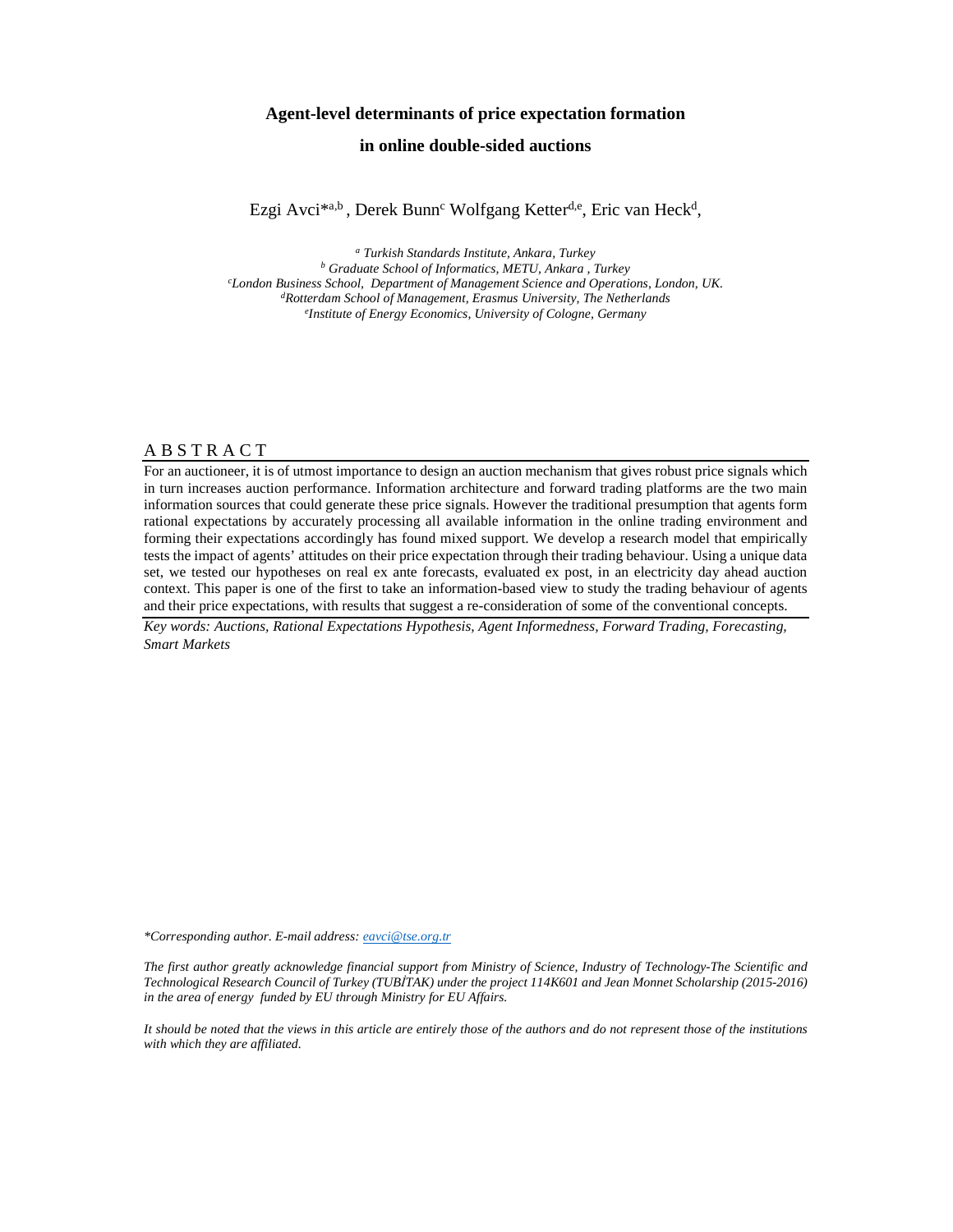# Agent-level determinants of price expectation formation in online double-sided auctions

Ezgi Avci*[a,b] , Derek Bunn[c] Wolfgang Ketter[d,e], Eric van Heck[d],

*[a] Turkish Standards Institute, Ankara, Turkey*
*[b] Graduate School of Informatics, METU, Ankara , Turkey*
*[c]London Business School, Department of Management Science and Operations, London, UK.*
*[d]Rotterdam School of Management, Erasmus University, The Netherlands*
*[e]Institute of Energy Economics, University of Cologne, Germany*

## A B S T R A C T

For an auctioneer, it is of utmost importance to design an auction mechanism that gives robust price signals which in turn increases auction performance. Information architecture and forward trading platforms are the two main information sources that could generate these price signals. However the traditional presumption that agents form rational expectations by accurately processing all available information in the online trading environment and forming their expectations accordingly has found mixed support. We develop a research model that empirically tests the impact of agents' attitudes on their price expectation through their trading behaviour. Using a unique data set, we tested our hypotheses on real ex ante forecasts, evaluated ex post, in an electricity day ahead auction context. This paper is one of the first to take an information-based view to study the trading behaviour of agents and their price expectations, with results that suggest a re-consideration of some of the conventional concepts.

*Key words: Auctions, Rational Expectations Hypothesis, Agent Informedness, Forward Trading, Forecasting, Smart Markets*

*\*Corresponding author. E-mail address: eavci@tse.org.tr*

*The first author greatly acknowledge financial support from Ministry of Science, Industry of Technology-The Scientific and Technological Research Council of Turkey (TUBİTAK) under the project 114K601 and Jean Monnet Scholarship (2015-2016) in the area of energy funded by EU through Ministry for EU Affairs.*

*It should be noted that the views in this article are entirely those of the authors and do not represent those of the institutions with which they are affiliated.*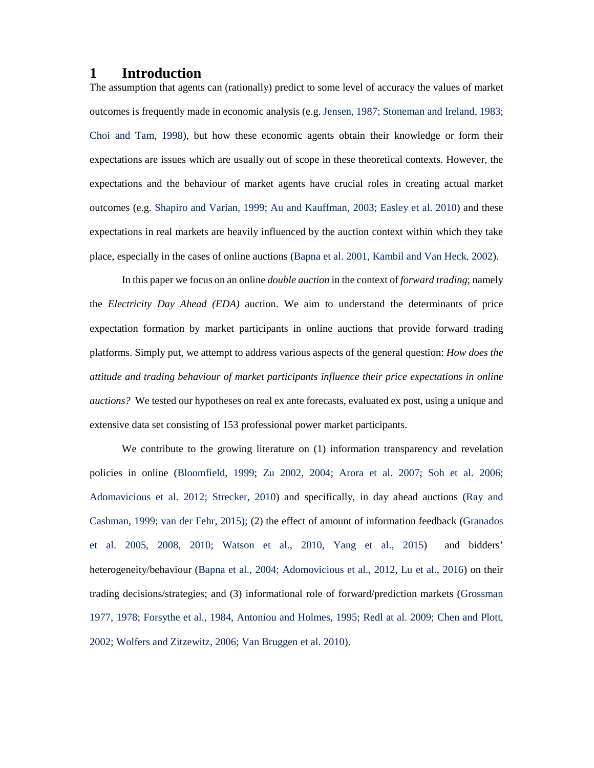# 1 Introduction

The assumption that agents can (rationally) predict to some level of accuracy the values of market outcomes is frequently made in economic analysis (e.g. Jensen, 1987; Stoneman and Ireland, 1983; Choi and Tam, 1998), but how these economic agents obtain their knowledge or form their expectations are issues which are usually out of scope in these theoretical contexts. However, the expectations and the behaviour of market agents have crucial roles in creating actual market outcomes (e.g. Shapiro and Varian, 1999; Au and Kauffman, 2003; Easley et al. 2010) and these expectations in real markets are heavily influenced by the auction context within which they take place, especially in the cases of online auctions (Bapna et al. 2001, Kambil and Van Heck, 2002).

In this paper we focus on an online *double auction* in the context of *forward trading*; namely the *Electricity Day Ahead (EDA)* auction. We aim to understand the determinants of price expectation formation by market participants in online auctions that provide forward trading platforms. Simply put, we attempt to address various aspects of the general question: *How does the attitude and trading behaviour of market participants influence their price expectations in online auctions?* We tested our hypotheses on real ex ante forecasts, evaluated ex post, using a unique and extensive data set consisting of 153 professional power market participants.

We contribute to the growing literature on (1) information transparency and revelation policies in online (Bloomfield, 1999; Zu 2002, 2004; Arora et al. 2007; Soh et al. 2006; Adomavicious et al. 2012; Strecker, 2010) and specifically, in day ahead auctions (Ray and Cashman, 1999; van der Fehr, 2015); (2) the effect of amount of information feedback (Granados et al. 2005, 2008, 2010; Watson et al., 2010, Yang et al., 2015) and bidders' heterogeneity/behaviour (Bapna et al., 2004; Adomovicious et al., 2012, Lu et al., 2016) on their trading decisions/strategies; and (3) informational role of forward/prediction markets (Grossman 1977, 1978; Forsythe et al., 1984, Antoniou and Holmes, 1995; Redl at al. 2009; Chen and Plott, 2002; Wolfers and Zitzewitz, 2006; Van Bruggen et al. 2010).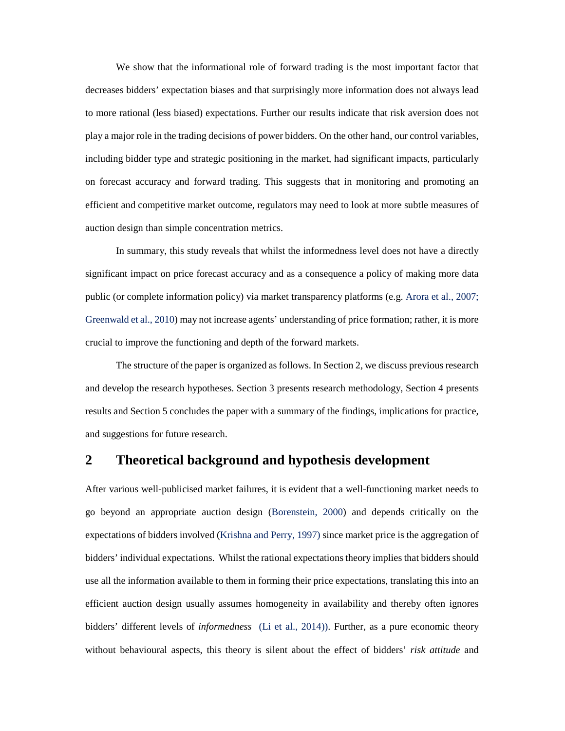We show that the informational role of forward trading is the most important factor that decreases bidders' expectation biases and that surprisingly more information does not always lead to more rational (less biased) expectations. Further our results indicate that risk aversion does not play a major role in the trading decisions of power bidders. On the other hand, our control variables, including bidder type and strategic positioning in the market, had significant impacts, particularly on forecast accuracy and forward trading. This suggests that in monitoring and promoting an efficient and competitive market outcome, regulators may need to look at more subtle measures of auction design than simple concentration metrics.

In summary, this study reveals that whilst the informedness level does not have a directly significant impact on price forecast accuracy and as a consequence a policy of making more data public (or complete information policy) via market transparency platforms (e.g. Arora et al., 2007; Greenwald et al., 2010) may not increase agents' understanding of price formation; rather, it is more crucial to improve the functioning and depth of the forward markets.

The structure of the paper is organized as follows. In Section 2, we discuss previous research and develop the research hypotheses. Section 3 presents research methodology, Section 4 presents results and Section 5 concludes the paper with a summary of the findings, implications for practice, and suggestions for future research.

## 2 Theoretical background and hypothesis development

After various well-publicised market failures, it is evident that a well-functioning market needs to go beyond an appropriate auction design (Borenstein, 2000) and depends critically on the expectations of bidders involved (Krishna and Perry, 1997) since market price is the aggregation of bidders' individual expectations. Whilst the rational expectations theory implies that bidders should use all the information available to them in forming their price expectations, translating this into an efficient auction design usually assumes homogeneity in availability and thereby often ignores bidders' different levels of *informedness* (Li et al., 2014)). Further, as a pure economic theory without behavioural aspects, this theory is silent about the effect of bidders' *risk attitude* and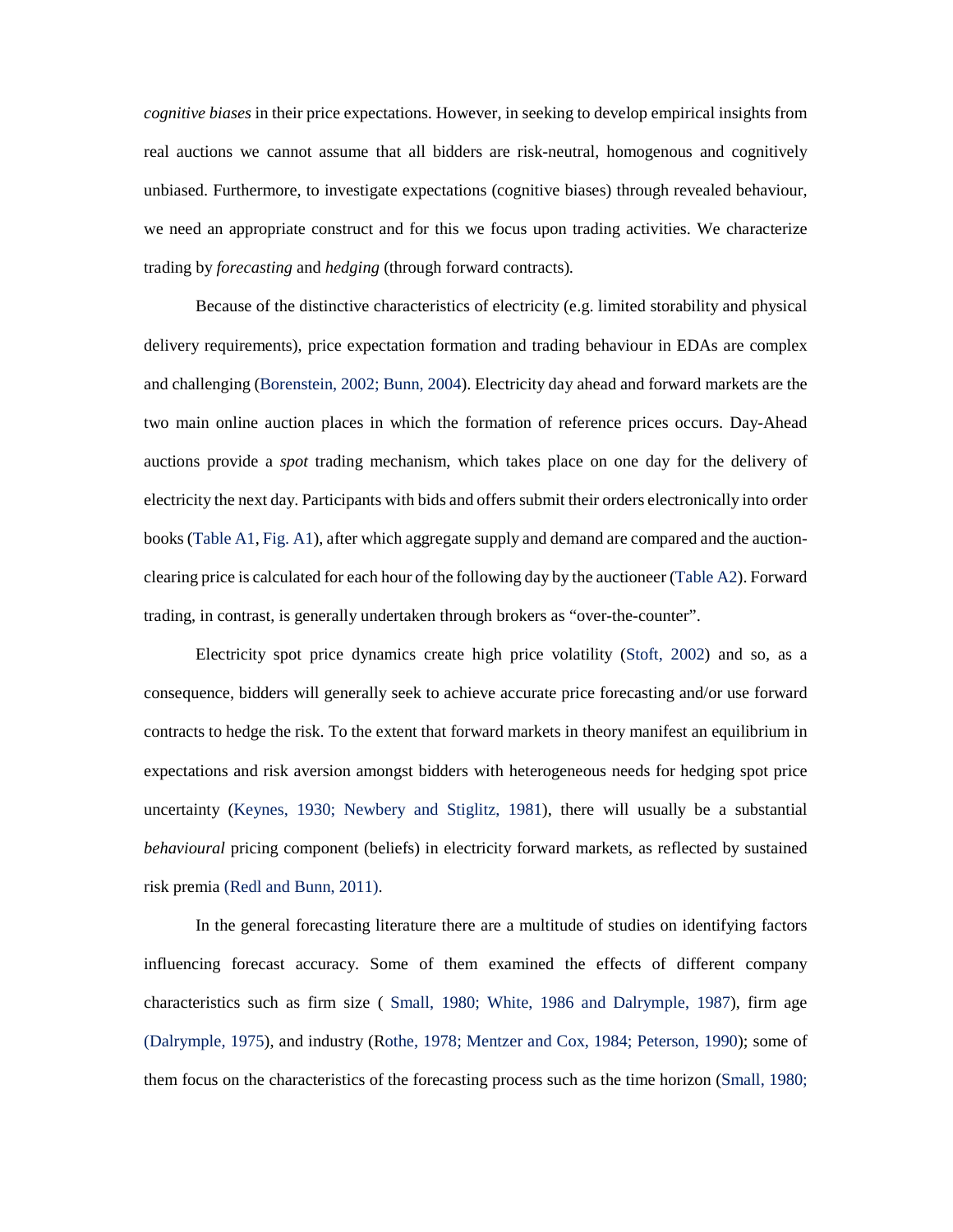*cognitive biases* in their price expectations. However, in seeking to develop empirical insights from real auctions we cannot assume that all bidders are risk-neutral, homogenous and cognitively unbiased. Furthermore, to investigate expectations (cognitive biases) through revealed behaviour, we need an appropriate construct and for this we focus upon trading activities. We characterize trading by *forecasting* and *hedging* (through forward contracts).

Because of the distinctive characteristics of electricity (e.g. limited storability and physical delivery requirements), price expectation formation and trading behaviour in EDAs are complex and challenging (Borenstein, 2002; Bunn, 2004). Electricity day ahead and forward markets are the two main online auction places in which the formation of reference prices occurs. Day-Ahead auctions provide a *spot* trading mechanism, which takes place on one day for the delivery of electricity the next day. Participants with bids and offers submit their orders electronically into order books (Table A1, Fig. A1), after which aggregate supply and demand are compared and the auction-clearing price is calculated for each hour of the following day by the auctioneer (Table A2). Forward trading, in contrast, is generally undertaken through brokers as "over-the-counter".

Electricity spot price dynamics create high price volatility (Stoft, 2002) and so, as a consequence, bidders will generally seek to achieve accurate price forecasting and/or use forward contracts to hedge the risk. To the extent that forward markets in theory manifest an equilibrium in expectations and risk aversion amongst bidders with heterogeneous needs for hedging spot price uncertainty (Keynes, 1930; Newbery and Stiglitz, 1981), there will usually be a substantial *behavioural* pricing component (beliefs) in electricity forward markets, as reflected by sustained risk premia (Redl and Bunn, 2011).

In the general forecasting literature there are a multitude of studies on identifying factors influencing forecast accuracy. Some of them examined the effects of different company characteristics such as firm size ( Small, 1980; White, 1986 and Dalrymple, 1987), firm age (Dalrymple, 1975), and industry (Rothe, 1978; Mentzer and Cox, 1984; Peterson, 1990); some of them focus on the characteristics of the forecasting process such as the time horizon (Small, 1980;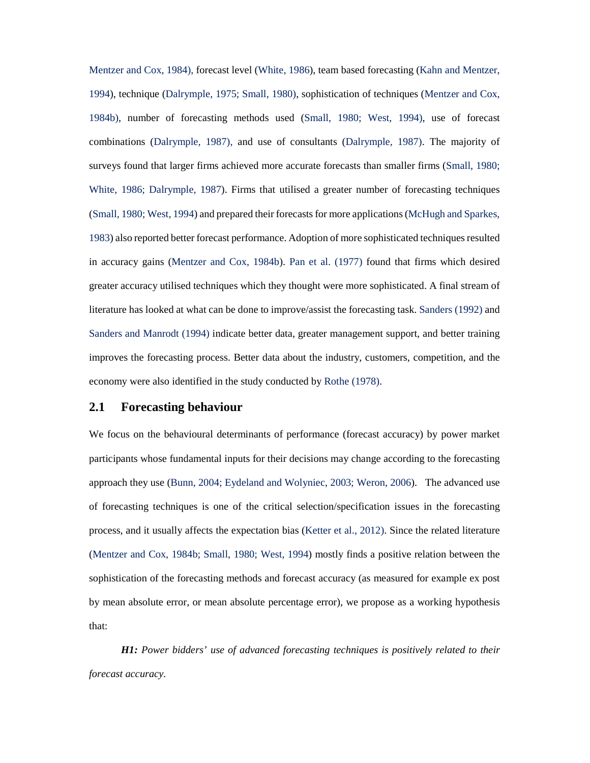Mentzer and Cox, 1984), forecast level (White, 1986), team based forecasting (Kahn and Mentzer, 1994), technique (Dalrymple, 1975; Small, 1980), sophistication of techniques (Mentzer and Cox, 1984b), number of forecasting methods used (Small, 1980; West, 1994), use of forecast combinations (Dalrymple, 1987), and use of consultants (Dalrymple, 1987). The majority of surveys found that larger firms achieved more accurate forecasts than smaller firms (Small, 1980; White, 1986; Dalrymple, 1987). Firms that utilised a greater number of forecasting techniques (Small, 1980; West, 1994) and prepared their forecasts for more applications (McHugh and Sparkes, 1983) also reported better forecast performance. Adoption of more sophisticated techniques resulted in accuracy gains (Mentzer and Cox, 1984b). Pan et al. (1977) found that firms which desired greater accuracy utilised techniques which they thought were more sophisticated. A final stream of literature has looked at what can be done to improve/assist the forecasting task. Sanders (1992) and Sanders and Manrodt (1994) indicate better data, greater management support, and better training improves the forecasting process. Better data about the industry, customers, competition, and the economy were also identified in the study conducted by Rothe (1978).

## 2.1 Forecasting behaviour

We focus on the behavioural determinants of performance (forecast accuracy) by power market participants whose fundamental inputs for their decisions may change according to the forecasting approach they use (Bunn, 2004; Eydeland and Wolyniec, 2003; Weron, 2006). The advanced use of forecasting techniques is one of the critical selection/specification issues in the forecasting process, and it usually affects the expectation bias (Ketter et al., 2012). Since the related literature (Mentzer and Cox, 1984b; Small, 1980; West, 1994) mostly finds a positive relation between the sophistication of the forecasting methods and forecast accuracy (as measured for example ex post by mean absolute error, or mean absolute percentage error), we propose as a working hypothesis that:

***H1:*** *Power bidders' use of advanced forecasting techniques is positively related to their forecast accuracy.*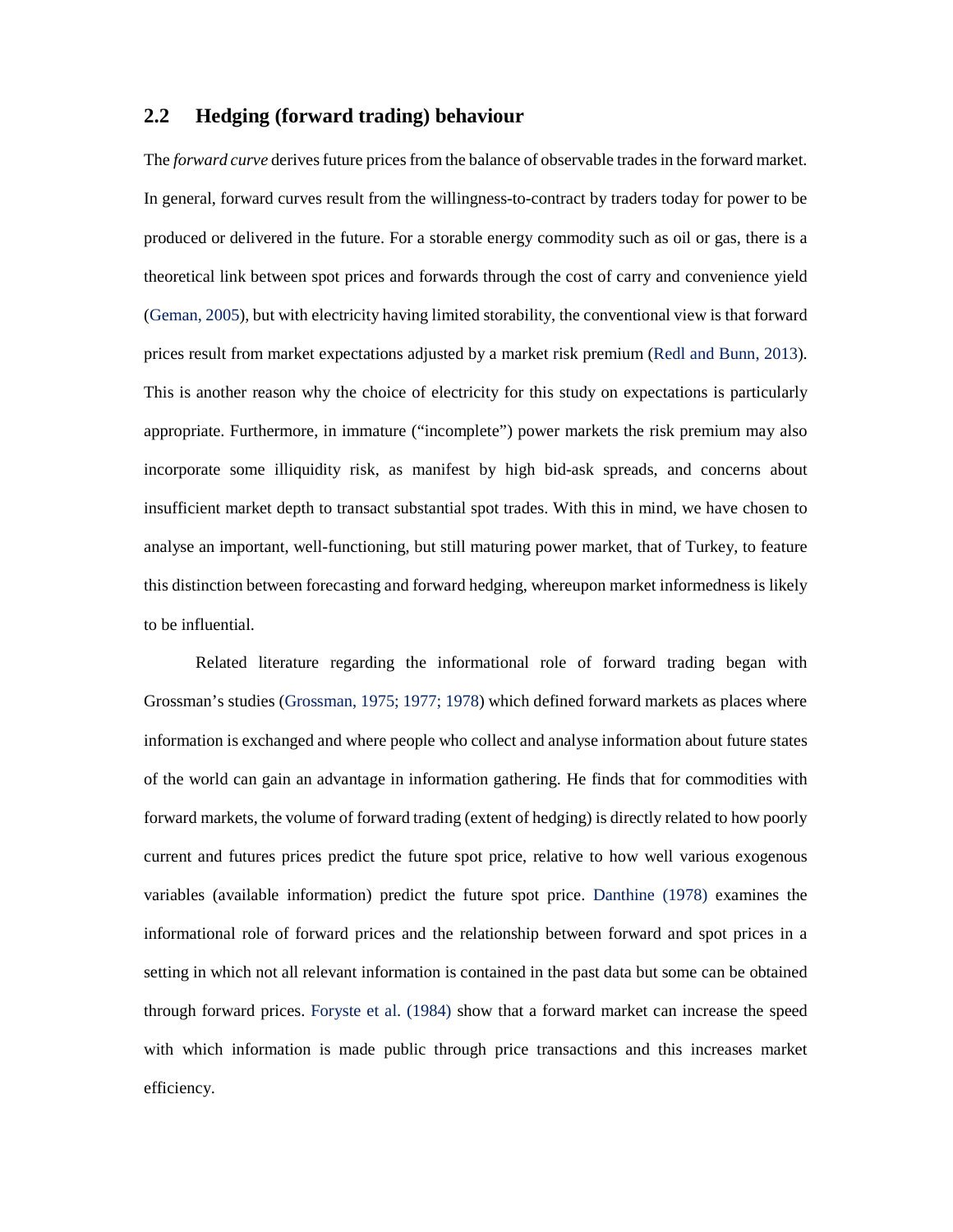## 2.2 Hedging (forward trading) behaviour

The *forward curve* derives future prices from the balance of observable trades in the forward market. In general, forward curves result from the willingness-to-contract by traders today for power to be produced or delivered in the future. For a storable energy commodity such as oil or gas, there is a theoretical link between spot prices and forwards through the cost of carry and convenience yield (Geman, 2005), but with electricity having limited storability, the conventional view is that forward prices result from market expectations adjusted by a market risk premium (Redl and Bunn, 2013). This is another reason why the choice of electricity for this study on expectations is particularly appropriate. Furthermore, in immature ("incomplete") power markets the risk premium may also incorporate some illiquidity risk, as manifest by high bid-ask spreads, and concerns about insufficient market depth to transact substantial spot trades. With this in mind, we have chosen to analyse an important, well-functioning, but still maturing power market, that of Turkey, to feature this distinction between forecasting and forward hedging, whereupon market informedness is likely to be influential.

Related literature regarding the informational role of forward trading began with Grossman's studies (Grossman, 1975; 1977; 1978) which defined forward markets as places where information is exchanged and where people who collect and analyse information about future states of the world can gain an advantage in information gathering. He finds that for commodities with forward markets, the volume of forward trading (extent of hedging) is directly related to how poorly current and futures prices predict the future spot price, relative to how well various exogenous variables (available information) predict the future spot price. Danthine (1978) examines the informational role of forward prices and the relationship between forward and spot prices in a setting in which not all relevant information is contained in the past data but some can be obtained through forward prices. Foryste et al. (1984) show that a forward market can increase the speed with which information is made public through price transactions and this increases market efficiency.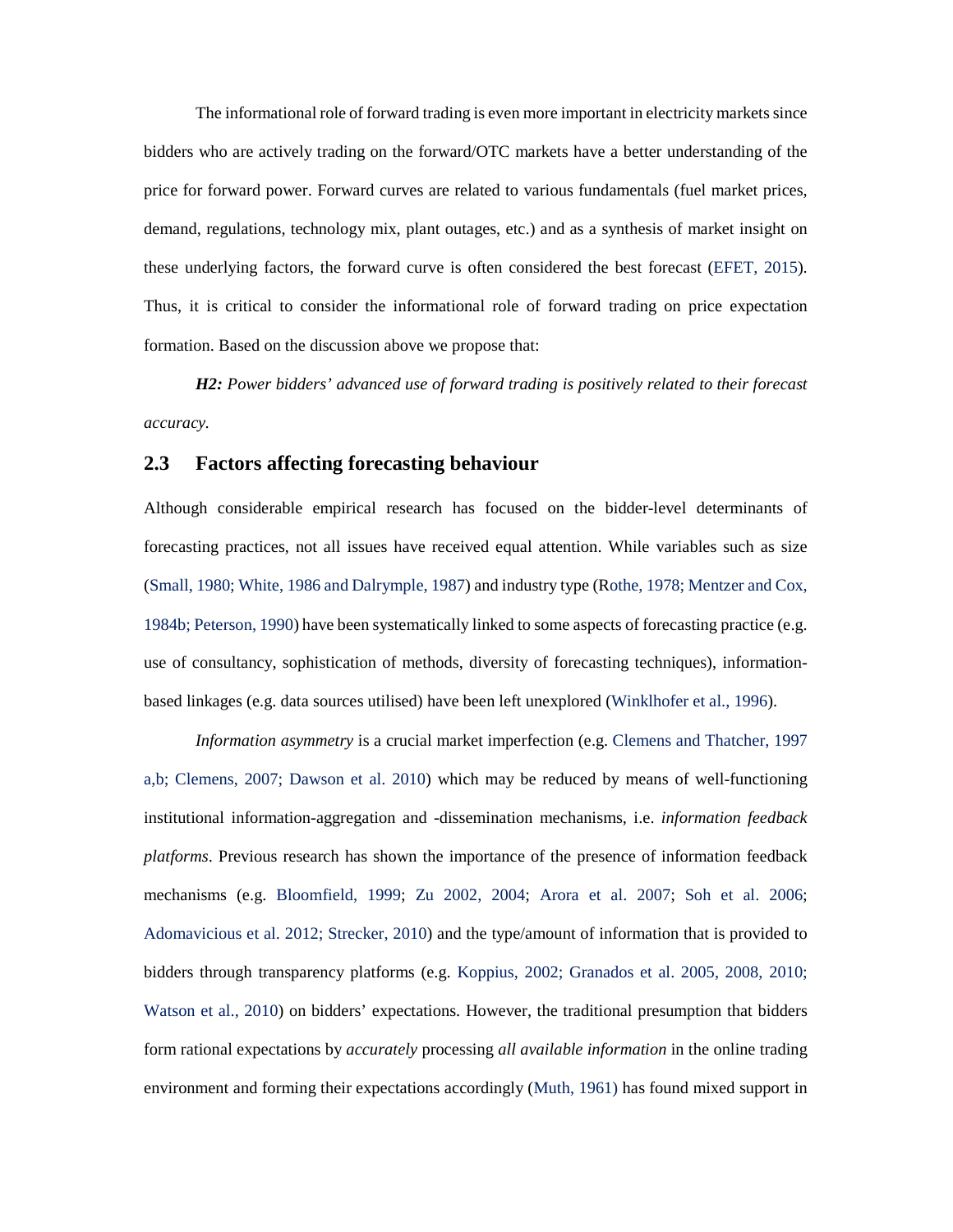The informational role of forward trading is even more important in electricity markets since bidders who are actively trading on the forward/OTC markets have a better understanding of the price for forward power. Forward curves are related to various fundamentals (fuel market prices, demand, regulations, technology mix, plant outages, etc.) and as a synthesis of market insight on these underlying factors, the forward curve is often considered the best forecast (EFET, 2015). Thus, it is critical to consider the informational role of forward trading on price expectation formation. Based on the discussion above we propose that:

***H2:*** *Power bidders' advanced use of forward trading is positively related to their forecast accuracy.*

## 2.3 Factors affecting forecasting behaviour

Although considerable empirical research has focused on the bidder-level determinants of forecasting practices, not all issues have received equal attention. While variables such as size (Small, 1980; White, 1986 and Dalrymple, 1987) and industry type (Rothe, 1978; Mentzer and Cox, 1984b; Peterson, 1990) have been systematically linked to some aspects of forecasting practice (e.g. use of consultancy, sophistication of methods, diversity of forecasting techniques), information-based linkages (e.g. data sources utilised) have been left unexplored (Winklhofer et al., 1996).

*Information asymmetry* is a crucial market imperfection (e.g. Clemens and Thatcher, 1997 a,b; Clemens, 2007; Dawson et al. 2010) which may be reduced by means of well-functioning institutional information-aggregation and -dissemination mechanisms, i.e. *information feedback platforms*. Previous research has shown the importance of the presence of information feedback mechanisms (e.g. Bloomfield, 1999; Zu 2002, 2004; Arora et al. 2007; Soh et al. 2006; Adomavicious et al. 2012; Strecker, 2010) and the type/amount of information that is provided to bidders through transparency platforms (e.g. Koppius, 2002; Granados et al. 2005, 2008, 2010; Watson et al., 2010) on bidders' expectations. However, the traditional presumption that bidders form rational expectations by *accurately* processing *all available information* in the online trading environment and forming their expectations accordingly (Muth, 1961) has found mixed support in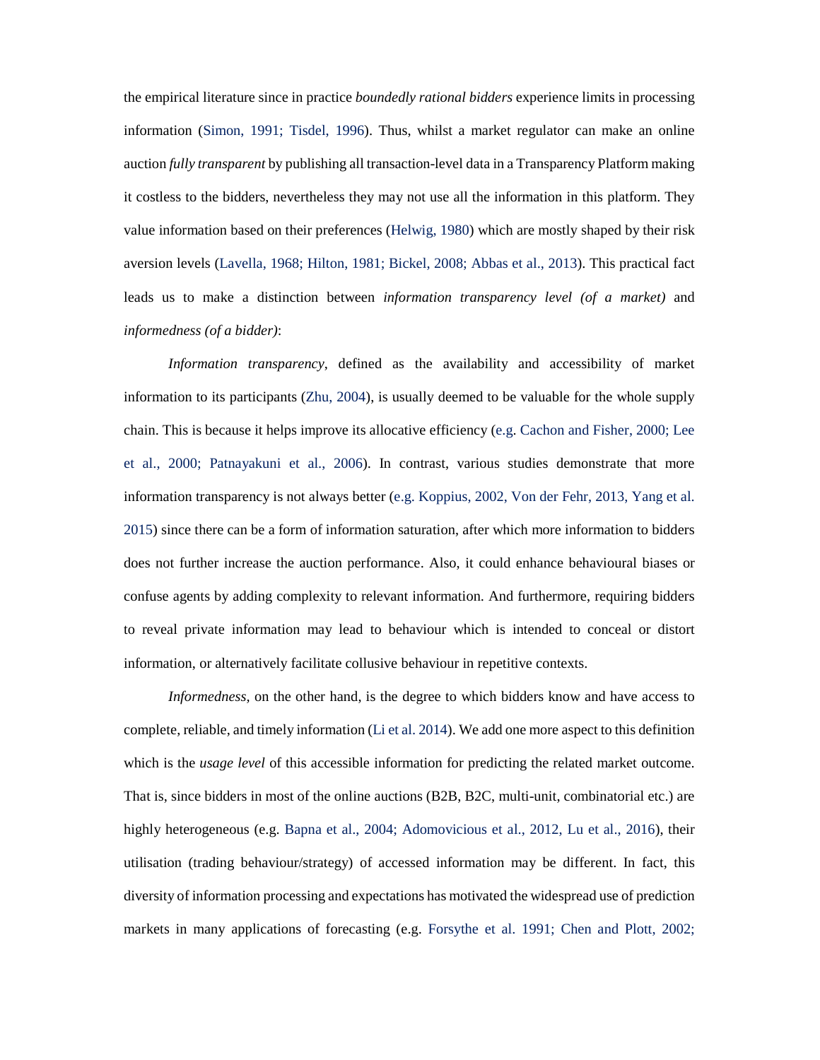the empirical literature since in practice *boundedly rational bidders* experience limits in processing information (Simon, 1991; Tisdel, 1996). Thus, whilst a market regulator can make an online auction *fully transparent* by publishing all transaction-level data in a Transparency Platform making it costless to the bidders, nevertheless they may not use all the information in this platform. They value information based on their preferences (Helwig, 1980) which are mostly shaped by their risk aversion levels (Lavella, 1968; Hilton, 1981; Bickel, 2008; Abbas et al., 2013). This practical fact leads us to make a distinction between *information transparency level (of a market)* and *informedness (of a bidder)*:

*Information transparency*, defined as the availability and accessibility of market information to its participants (Zhu, 2004), is usually deemed to be valuable for the whole supply chain. This is because it helps improve its allocative efficiency (e.g. Cachon and Fisher, 2000; Lee et al., 2000; Patnayakuni et al., 2006). In contrast, various studies demonstrate that more information transparency is not always better (e.g. Koppius, 2002, Von der Fehr, 2013, Yang et al. 2015) since there can be a form of information saturation, after which more information to bidders does not further increase the auction performance. Also, it could enhance behavioural biases or confuse agents by adding complexity to relevant information. And furthermore, requiring bidders to reveal private information may lead to behaviour which is intended to conceal or distort information, or alternatively facilitate collusive behaviour in repetitive contexts.

*Informedness*, on the other hand, is the degree to which bidders know and have access to complete, reliable, and timely information (Li et al. 2014). We add one more aspect to this definition which is the *usage level* of this accessible information for predicting the related market outcome. That is, since bidders in most of the online auctions (B2B, B2C, multi-unit, combinatorial etc.) are highly heterogeneous (e.g. Bapna et al., 2004; Adomovicious et al., 2012, Lu et al., 2016), their utilisation (trading behaviour/strategy) of accessed information may be different. In fact, this diversity of information processing and expectations has motivated the widespread use of prediction markets in many applications of forecasting (e.g. Forsythe et al. 1991; Chen and Plott, 2002;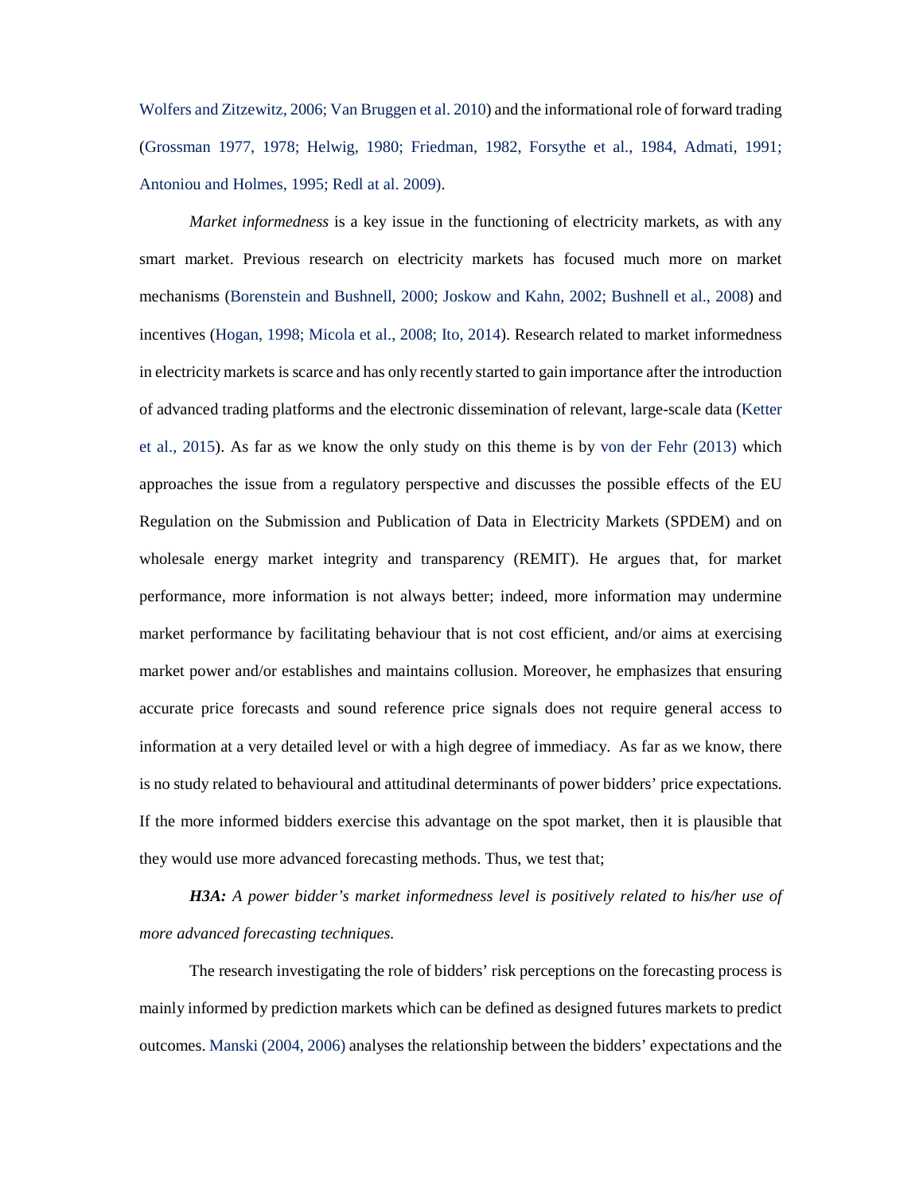Wolfers and Zitzewitz, 2006; Van Bruggen et al. 2010) and the informational role of forward trading (Grossman 1977, 1978; Helwig, 1980; Friedman, 1982, Forsythe et al., 1984, Admati, 1991; Antoniou and Holmes, 1995; Redl at al. 2009).

*Market informedness* is a key issue in the functioning of electricity markets, as with any smart market. Previous research on electricity markets has focused much more on market mechanisms (Borenstein and Bushnell, 2000; Joskow and Kahn, 2002; Bushnell et al., 2008) and incentives (Hogan, 1998; Micola et al., 2008; Ito, 2014). Research related to market informedness in electricity markets is scarce and has only recently started to gain importance after the introduction of advanced trading platforms and the electronic dissemination of relevant, large-scale data (Ketter et al., 2015). As far as we know the only study on this theme is by von der Fehr (2013) which approaches the issue from a regulatory perspective and discusses the possible effects of the EU Regulation on the Submission and Publication of Data in Electricity Markets (SPDEM) and on wholesale energy market integrity and transparency (REMIT). He argues that, for market performance, more information is not always better; indeed, more information may undermine market performance by facilitating behaviour that is not cost efficient, and/or aims at exercising market power and/or establishes and maintains collusion. Moreover, he emphasizes that ensuring accurate price forecasts and sound reference price signals does not require general access to information at a very detailed level or with a high degree of immediacy. As far as we know, there is no study related to behavioural and attitudinal determinants of power bidders' price expectations. If the more informed bidders exercise this advantage on the spot market, then it is plausible that they would use more advanced forecasting methods. Thus, we test that;

***H3A:*** *A power bidder's market informedness level is positively related to his/her use of more advanced forecasting techniques.*

The research investigating the role of bidders' risk perceptions on the forecasting process is mainly informed by prediction markets which can be defined as designed futures markets to predict outcomes. Manski (2004, 2006) analyses the relationship between the bidders' expectations and the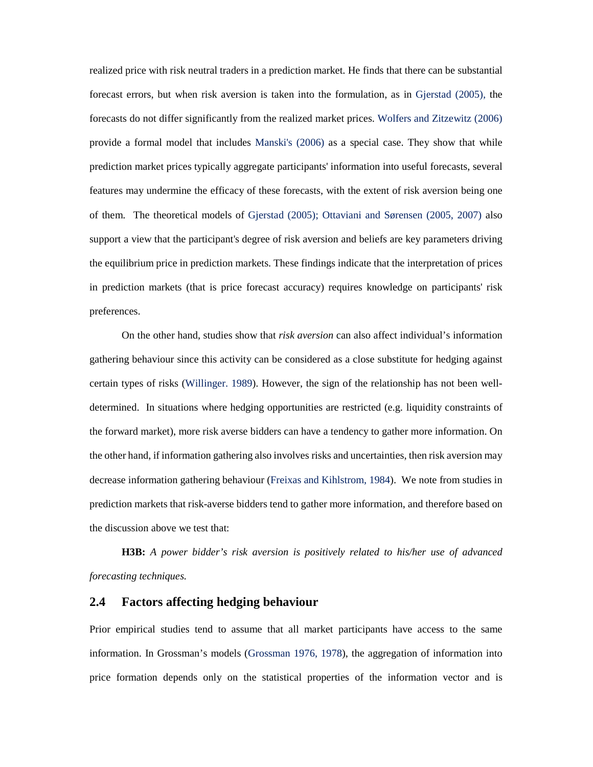realized price with risk neutral traders in a prediction market. He finds that there can be substantial forecast errors, but when risk aversion is taken into the formulation, as in Gjerstad (2005), the forecasts do not differ significantly from the realized market prices. Wolfers and Zitzewitz (2006) provide a formal model that includes Manski's (2006) as a special case. They show that while prediction market prices typically aggregate participants' information into useful forecasts, several features may undermine the efficacy of these forecasts, with the extent of risk aversion being one of them. The theoretical models of Gjerstad (2005); Ottaviani and Sørensen (2005, 2007) also support a view that the participant's degree of risk aversion and beliefs are key parameters driving the equilibrium price in prediction markets. These findings indicate that the interpretation of prices in prediction markets (that is price forecast accuracy) requires knowledge on participants' risk preferences.

On the other hand, studies show that *risk aversion* can also affect individual's information gathering behaviour since this activity can be considered as a close substitute for hedging against certain types of risks (Willinger. 1989). However, the sign of the relationship has not been well-determined. In situations where hedging opportunities are restricted (e.g. liquidity constraints of the forward market), more risk averse bidders can have a tendency to gather more information. On the other hand, if information gathering also involves risks and uncertainties, then risk aversion may decrease information gathering behaviour (Freixas and Kihlstrom, 1984). We note from studies in prediction markets that risk-averse bidders tend to gather more information, and therefore based on the discussion above we test that:

**H3B:** *A power bidder's risk aversion is positively related to his/her use of advanced forecasting techniques.*

## 2.4 Factors affecting hedging behaviour

Prior empirical studies tend to assume that all market participants have access to the same information. In Grossman's models (Grossman 1976, 1978), the aggregation of information into price formation depends only on the statistical properties of the information vector and is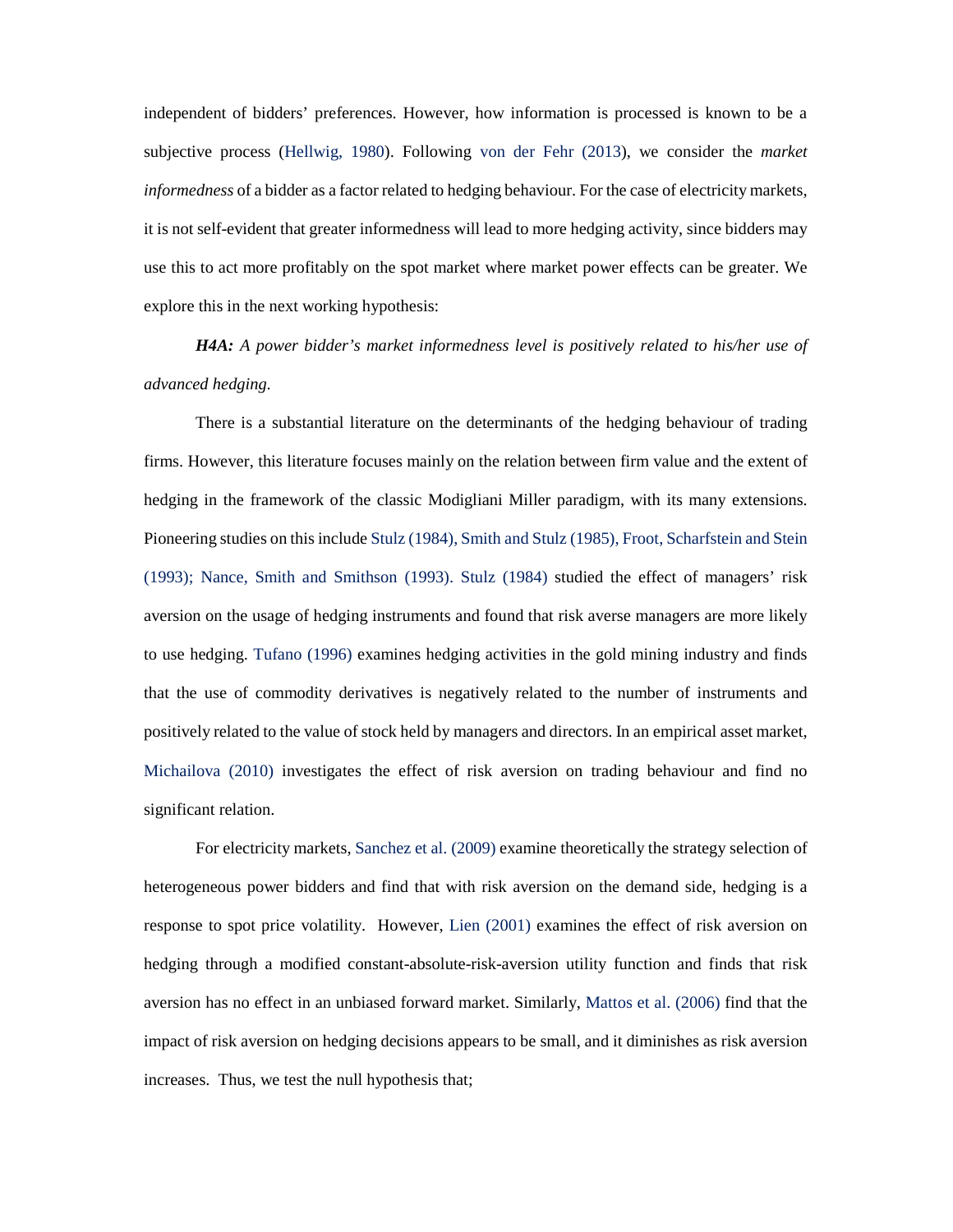independent of bidders' preferences. However, how information is processed is known to be a subjective process (Hellwig, 1980). Following von der Fehr (2013), we consider the *market informedness* of a bidder as a factor related to hedging behaviour. For the case of electricity markets, it is not self-evident that greater informedness will lead to more hedging activity, since bidders may use this to act more profitably on the spot market where market power effects can be greater. We explore this in the next working hypothesis:

***H4A:*** *A power bidder's market informedness level is positively related to his/her use of advanced hedging.*

There is a substantial literature on the determinants of the hedging behaviour of trading firms. However, this literature focuses mainly on the relation between firm value and the extent of hedging in the framework of the classic Modigliani Miller paradigm, with its many extensions. Pioneering studies on this include Stulz (1984), Smith and Stulz (1985), Froot, Scharfstein and Stein (1993); Nance, Smith and Smithson (1993). Stulz (1984) studied the effect of managers' risk aversion on the usage of hedging instruments and found that risk averse managers are more likely to use hedging. Tufano (1996) examines hedging activities in the gold mining industry and finds that the use of commodity derivatives is negatively related to the number of instruments and positively related to the value of stock held by managers and directors. In an empirical asset market, Michailova (2010) investigates the effect of risk aversion on trading behaviour and find no significant relation.

For electricity markets, Sanchez et al. (2009) examine theoretically the strategy selection of heterogeneous power bidders and find that with risk aversion on the demand side, hedging is a response to spot price volatility. However, Lien (2001) examines the effect of risk aversion on hedging through a modified constant-absolute-risk-aversion utility function and finds that risk aversion has no effect in an unbiased forward market. Similarly, Mattos et al. (2006) find that the impact of risk aversion on hedging decisions appears to be small, and it diminishes as risk aversion increases. Thus, we test the null hypothesis that;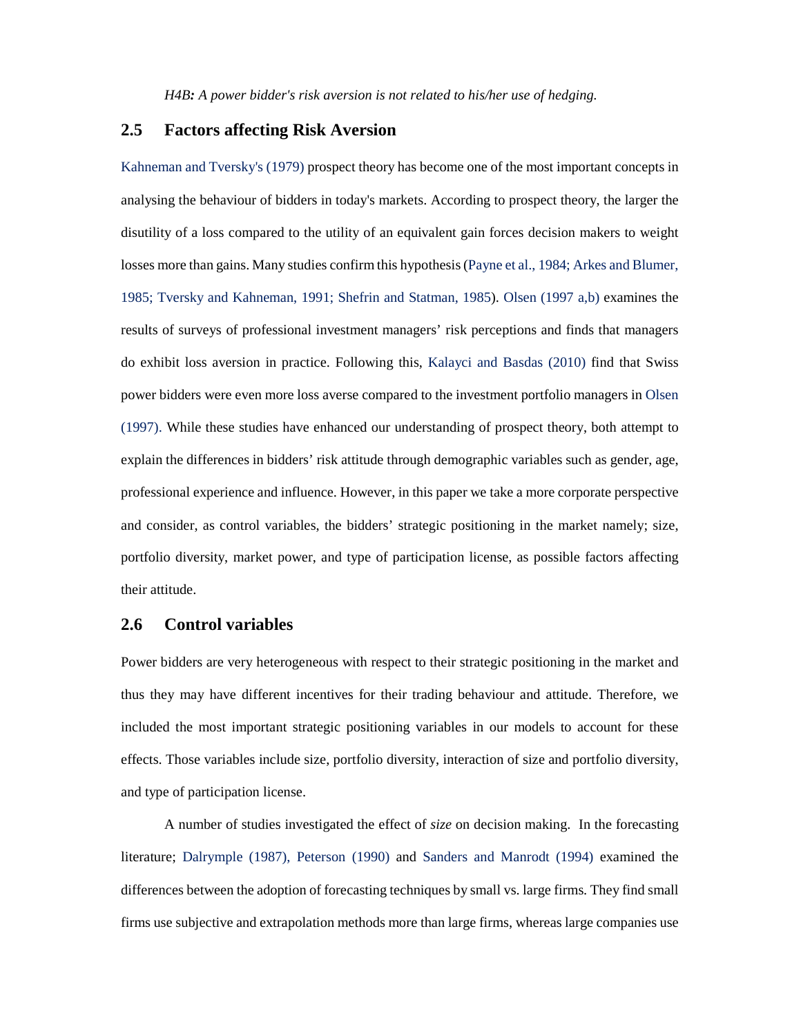*H4B: A power bidder's risk aversion is not related to his/her use of hedging.*

## 2.5 Factors affecting Risk Aversion

Kahneman and Tversky's (1979) prospect theory has become one of the most important concepts in analysing the behaviour of bidders in today's markets. According to prospect theory, the larger the disutility of a loss compared to the utility of an equivalent gain forces decision makers to weight losses more than gains. Many studies confirm this hypothesis (Payne et al., 1984; Arkes and Blumer, 1985; Tversky and Kahneman, 1991; Shefrin and Statman, 1985). Olsen (1997 a,b) examines the results of surveys of professional investment managers' risk perceptions and finds that managers do exhibit loss aversion in practice. Following this, Kalayci and Basdas (2010) find that Swiss power bidders were even more loss averse compared to the investment portfolio managers in Olsen (1997). While these studies have enhanced our understanding of prospect theory, both attempt to explain the differences in bidders' risk attitude through demographic variables such as gender, age, professional experience and influence. However, in this paper we take a more corporate perspective and consider, as control variables, the bidders' strategic positioning in the market namely; size, portfolio diversity, market power, and type of participation license, as possible factors affecting their attitude.

## 2.6 Control variables

Power bidders are very heterogeneous with respect to their strategic positioning in the market and thus they may have different incentives for their trading behaviour and attitude. Therefore, we included the most important strategic positioning variables in our models to account for these effects. Those variables include size, portfolio diversity, interaction of size and portfolio diversity, and type of participation license.

A number of studies investigated the effect of *size* on decision making. In the forecasting literature; Dalrymple (1987), Peterson (1990) and Sanders and Manrodt (1994) examined the differences between the adoption of forecasting techniques by small vs. large firms. They find small firms use subjective and extrapolation methods more than large firms, whereas large companies use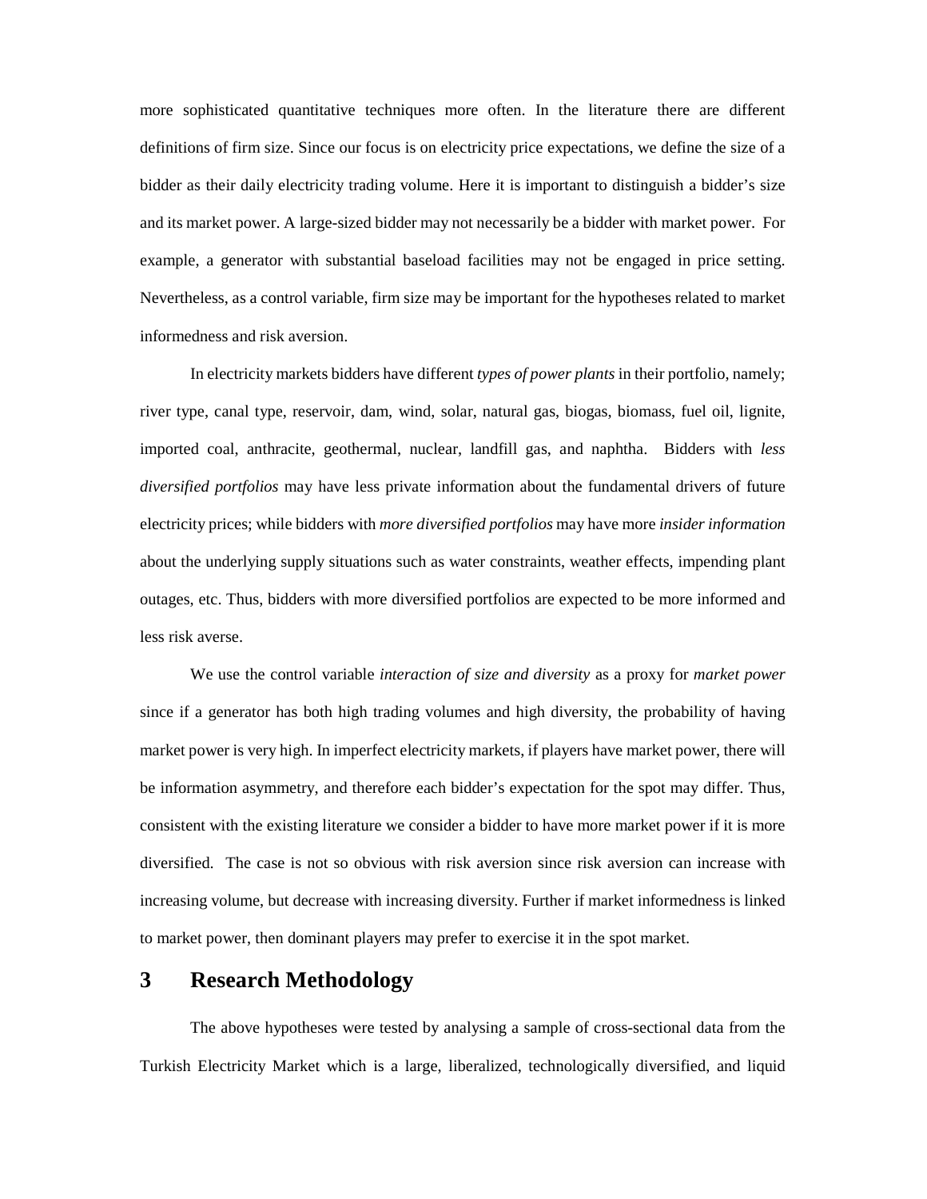more sophisticated quantitative techniques more often. In the literature there are different definitions of firm size. Since our focus is on electricity price expectations, we define the size of a bidder as their daily electricity trading volume. Here it is important to distinguish a bidder's size and its market power. A large-sized bidder may not necessarily be a bidder with market power. For example, a generator with substantial baseload facilities may not be engaged in price setting. Nevertheless, as a control variable, firm size may be important for the hypotheses related to market informedness and risk aversion.

In electricity markets bidders have different *types of power plants* in their portfolio, namely; river type, canal type, reservoir, dam, wind, solar, natural gas, biogas, biomass, fuel oil, lignite, imported coal, anthracite, geothermal, nuclear, landfill gas, and naphtha. Bidders with *less diversified portfolios* may have less private information about the fundamental drivers of future electricity prices; while bidders with *more diversified portfolios* may have more *insider information* about the underlying supply situations such as water constraints, weather effects, impending plant outages, etc. Thus, bidders with more diversified portfolios are expected to be more informed and less risk averse.

We use the control variable *interaction of size and diversity* as a proxy for *market power* since if a generator has both high trading volumes and high diversity, the probability of having market power is very high. In imperfect electricity markets, if players have market power, there will be information asymmetry, and therefore each bidder's expectation for the spot may differ. Thus, consistent with the existing literature we consider a bidder to have more market power if it is more diversified. The case is not so obvious with risk aversion since risk aversion can increase with increasing volume, but decrease with increasing diversity. Further if market informedness is linked to market power, then dominant players may prefer to exercise it in the spot market.

# 3 Research Methodology

The above hypotheses were tested by analysing a sample of cross-sectional data from the Turkish Electricity Market which is a large, liberalized, technologically diversified, and liquid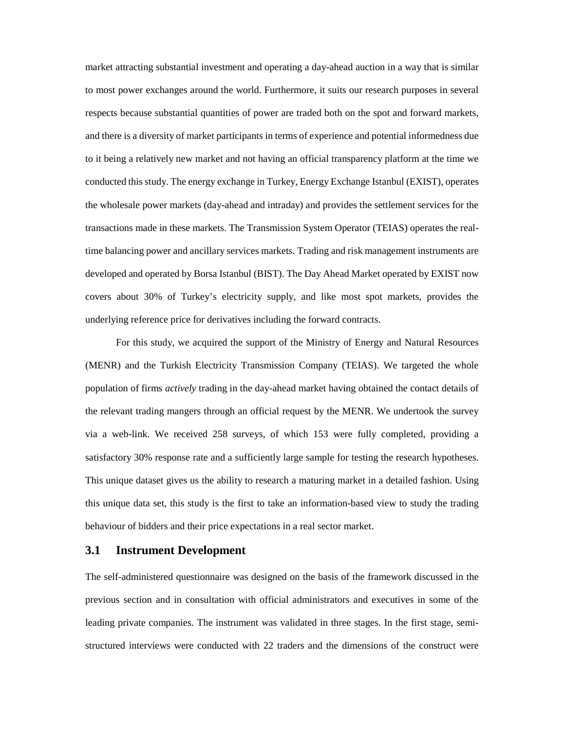market attracting substantial investment and operating a day-ahead auction in a way that is similar to most power exchanges around the world. Furthermore, it suits our research purposes in several respects because substantial quantities of power are traded both on the spot and forward markets, and there is a diversity of market participants in terms of experience and potential informedness due to it being a relatively new market and not having an official transparency platform at the time we conducted this study. The energy exchange in Turkey, Energy Exchange Istanbul (EXIST), operates the wholesale power markets (day-ahead and intraday) and provides the settlement services for the transactions made in these markets. The Transmission System Operator (TEIAS) operates the real-time balancing power and ancillary services markets. Trading and risk management instruments are developed and operated by Borsa Istanbul (BIST). The Day Ahead Market operated by EXIST now covers about 30% of Turkey's electricity supply, and like most spot markets, provides the underlying reference price for derivatives including the forward contracts.

For this study, we acquired the support of the Ministry of Energy and Natural Resources (MENR) and the Turkish Electricity Transmission Company (TEIAS). We targeted the whole population of firms *actively* trading in the day-ahead market having obtained the contact details of the relevant trading mangers through an official request by the MENR. We undertook the survey via a web-link. We received 258 surveys, of which 153 were fully completed, providing a satisfactory 30% response rate and a sufficiently large sample for testing the research hypotheses. This unique dataset gives us the ability to research a maturing market in a detailed fashion. Using this unique data set, this study is the first to take an information-based view to study the trading behaviour of bidders and their price expectations in a real sector market.

## 3.1 Instrument Development

The self-administered questionnaire was designed on the basis of the framework discussed in the previous section and in consultation with official administrators and executives in some of the leading private companies. The instrument was validated in three stages. In the first stage, semi-structured interviews were conducted with 22 traders and the dimensions of the construct were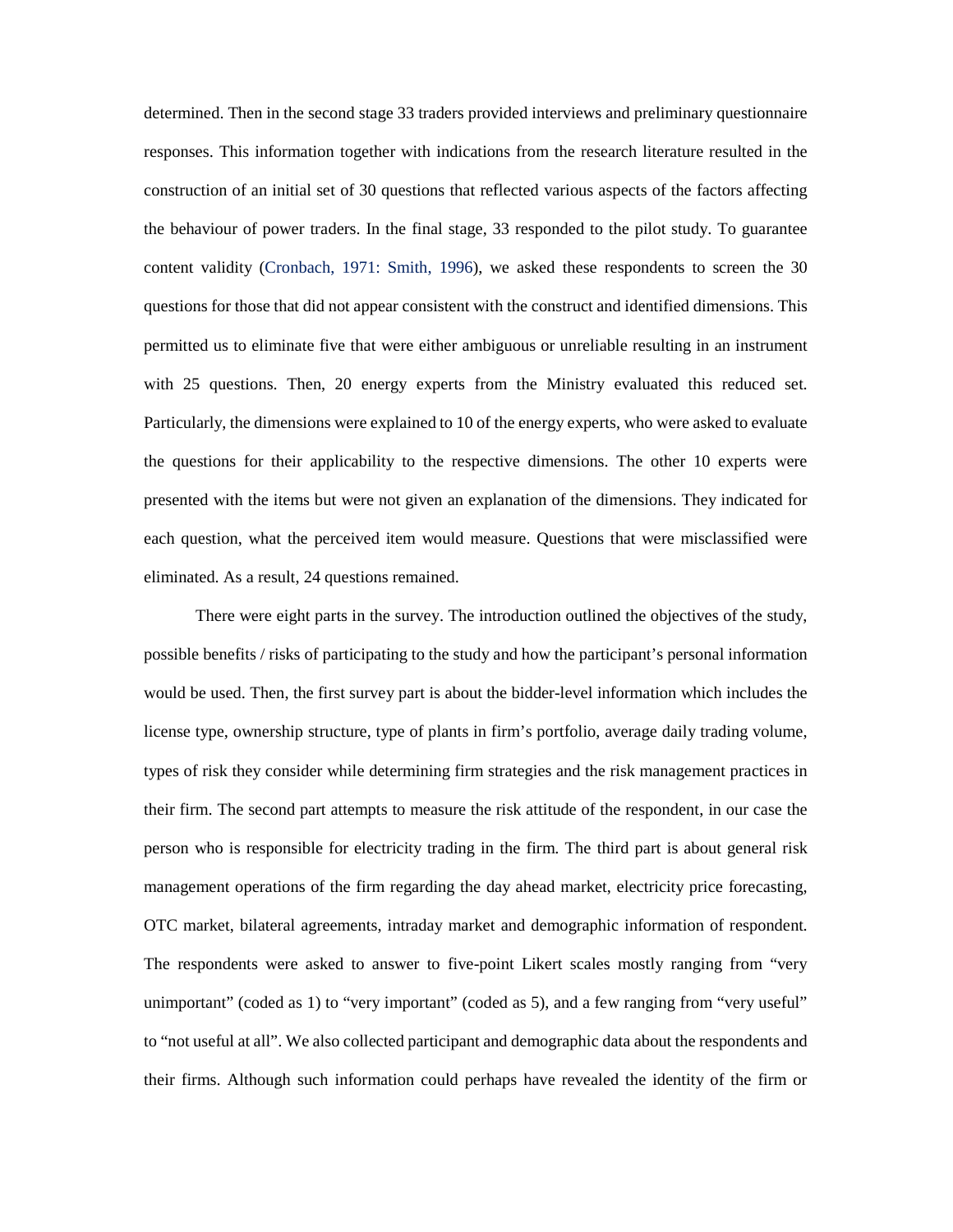determined. Then in the second stage 33 traders provided interviews and preliminary questionnaire responses. This information together with indications from the research literature resulted in the construction of an initial set of 30 questions that reflected various aspects of the factors affecting the behaviour of power traders. In the final stage, 33 responded to the pilot study. To guarantee content validity (Cronbach, 1971: Smith, 1996), we asked these respondents to screen the 30 questions for those that did not appear consistent with the construct and identified dimensions. This permitted us to eliminate five that were either ambiguous or unreliable resulting in an instrument with 25 questions. Then, 20 energy experts from the Ministry evaluated this reduced set. Particularly, the dimensions were explained to 10 of the energy experts, who were asked to evaluate the questions for their applicability to the respective dimensions. The other 10 experts were presented with the items but were not given an explanation of the dimensions. They indicated for each question, what the perceived item would measure. Questions that were misclassified were eliminated. As a result, 24 questions remained.

There were eight parts in the survey. The introduction outlined the objectives of the study, possible benefits / risks of participating to the study and how the participant's personal information would be used. Then, the first survey part is about the bidder-level information which includes the license type, ownership structure, type of plants in firm's portfolio, average daily trading volume, types of risk they consider while determining firm strategies and the risk management practices in their firm. The second part attempts to measure the risk attitude of the respondent, in our case the person who is responsible for electricity trading in the firm. The third part is about general risk management operations of the firm regarding the day ahead market, electricity price forecasting, OTC market, bilateral agreements, intraday market and demographic information of respondent. The respondents were asked to answer to five-point Likert scales mostly ranging from "very unimportant" (coded as 1) to "very important" (coded as 5), and a few ranging from "very useful" to "not useful at all". We also collected participant and demographic data about the respondents and their firms. Although such information could perhaps have revealed the identity of the firm or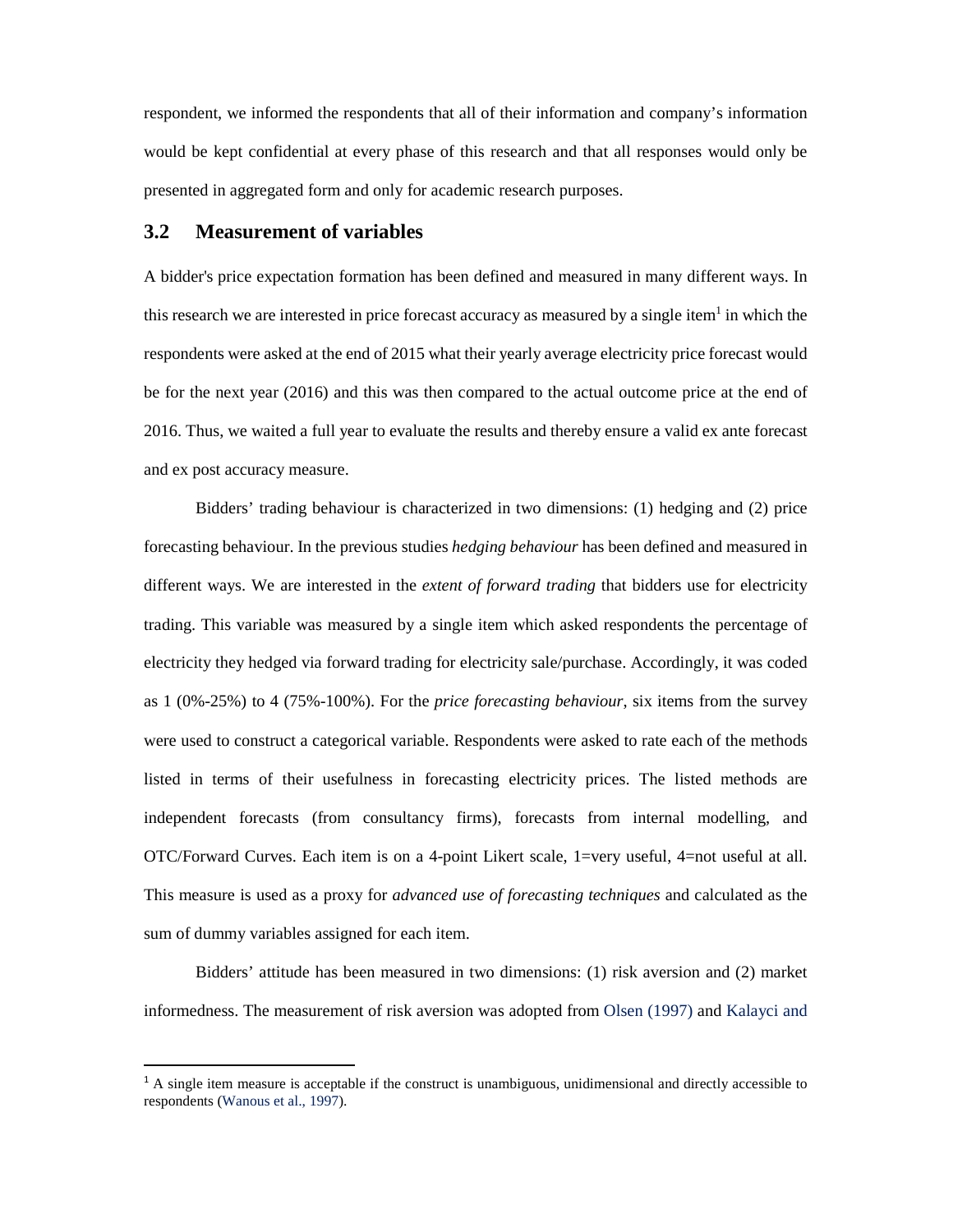respondent, we informed the respondents that all of their information and company's information would be kept confidential at every phase of this research and that all responses would only be presented in aggregated form and only for academic research purposes.

## 3.2 Measurement of variables

A bidder's price expectation formation has been defined and measured in many different ways. In this research we are interested in price forecast accuracy as measured by a single item[1] in which the respondents were asked at the end of 2015 what their yearly average electricity price forecast would be for the next year (2016) and this was then compared to the actual outcome price at the end of 2016. Thus, we waited a full year to evaluate the results and thereby ensure a valid ex ante forecast and ex post accuracy measure.

Bidders' trading behaviour is characterized in two dimensions: (1) hedging and (2) price forecasting behaviour. In the previous studies *hedging behaviour* has been defined and measured in different ways. We are interested in the *extent of forward trading* that bidders use for electricity trading. This variable was measured by a single item which asked respondents the percentage of electricity they hedged via forward trading for electricity sale/purchase. Accordingly, it was coded as 1 (0%-25%) to 4 (75%-100%). For the *price forecasting behaviour*, six items from the survey were used to construct a categorical variable. Respondents were asked to rate each of the methods listed in terms of their usefulness in forecasting electricity prices. The listed methods are independent forecasts (from consultancy firms), forecasts from internal modelling, and OTC/Forward Curves. Each item is on a 4-point Likert scale, 1=very useful, 4=not useful at all. This measure is used as a proxy for *advanced use of forecasting techniques* and calculated as the sum of dummy variables assigned for each item.

Bidders' attitude has been measured in two dimensions: (1) risk aversion and (2) market informedness. The measurement of risk aversion was adopted from Olsen (1997) and Kalayci and

[1] A single item measure is acceptable if the construct is unambiguous, unidimensional and directly accessible to respondents (Wanous et al., 1997).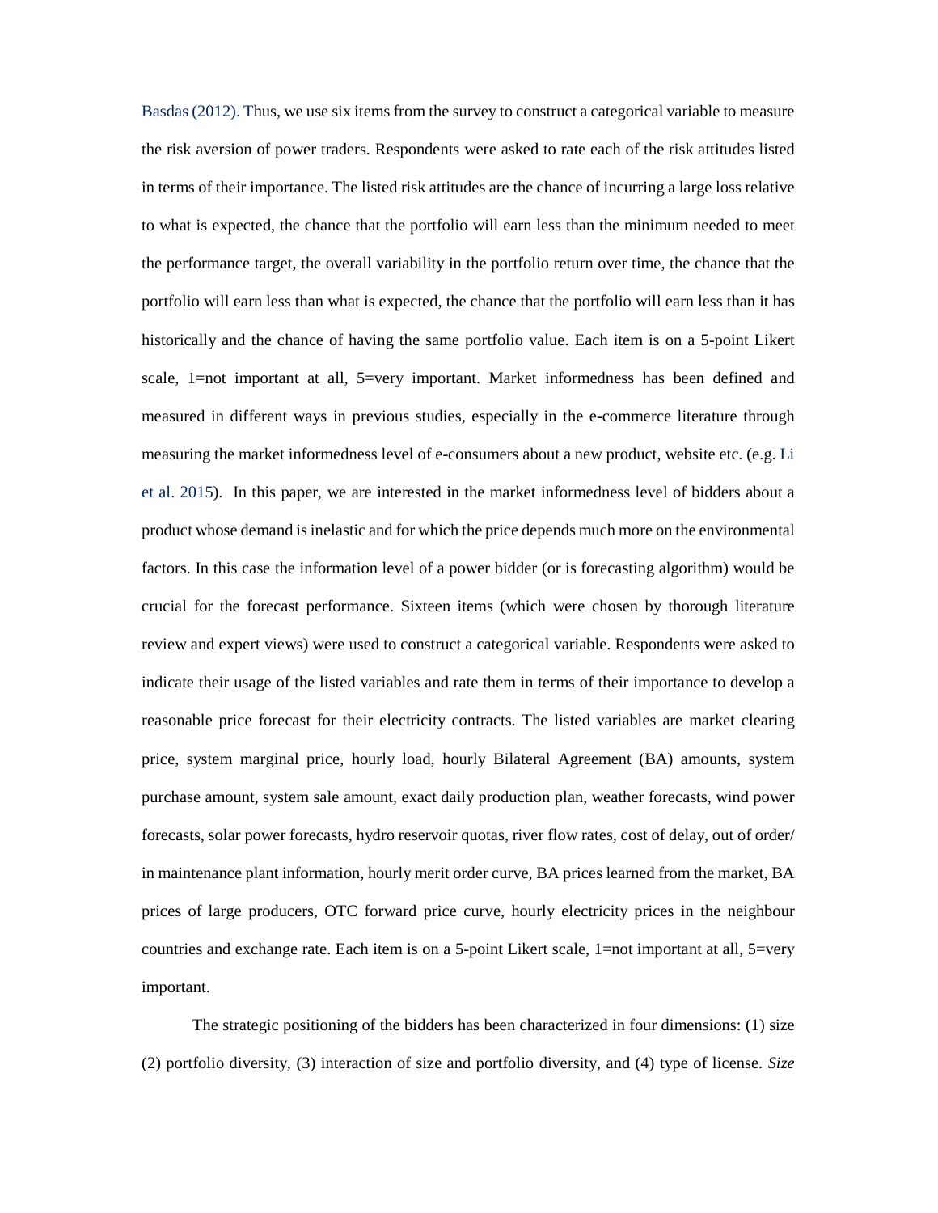Basdas (2012). Thus, we use six items from the survey to construct a categorical variable to measure the risk aversion of power traders. Respondents were asked to rate each of the risk attitudes listed in terms of their importance. The listed risk attitudes are the chance of incurring a large loss relative to what is expected, the chance that the portfolio will earn less than the minimum needed to meet the performance target, the overall variability in the portfolio return over time, the chance that the portfolio will earn less than what is expected, the chance that the portfolio will earn less than it has historically and the chance of having the same portfolio value. Each item is on a 5-point Likert scale, 1=not important at all, 5=very important. Market informedness has been defined and measured in different ways in previous studies, especially in the e-commerce literature through measuring the market informedness level of e-consumers about a new product, website etc. (e.g. Li et al. 2015). In this paper, we are interested in the market informedness level of bidders about a product whose demand is inelastic and for which the price depends much more on the environmental factors. In this case the information level of a power bidder (or is forecasting algorithm) would be crucial for the forecast performance. Sixteen items (which were chosen by thorough literature review and expert views) were used to construct a categorical variable. Respondents were asked to indicate their usage of the listed variables and rate them in terms of their importance to develop a reasonable price forecast for their electricity contracts. The listed variables are market clearing price, system marginal price, hourly load, hourly Bilateral Agreement (BA) amounts, system purchase amount, system sale amount, exact daily production plan, weather forecasts, wind power forecasts, solar power forecasts, hydro reservoir quotas, river flow rates, cost of delay, out of order/ in maintenance plant information, hourly merit order curve, BA prices learned from the market, BA prices of large producers, OTC forward price curve, hourly electricity prices in the neighbour countries and exchange rate. Each item is on a 5-point Likert scale, 1=not important at all, 5=very important.

The strategic positioning of the bidders has been characterized in four dimensions: (1) size (2) portfolio diversity, (3) interaction of size and portfolio diversity, and (4) type of license. *Size*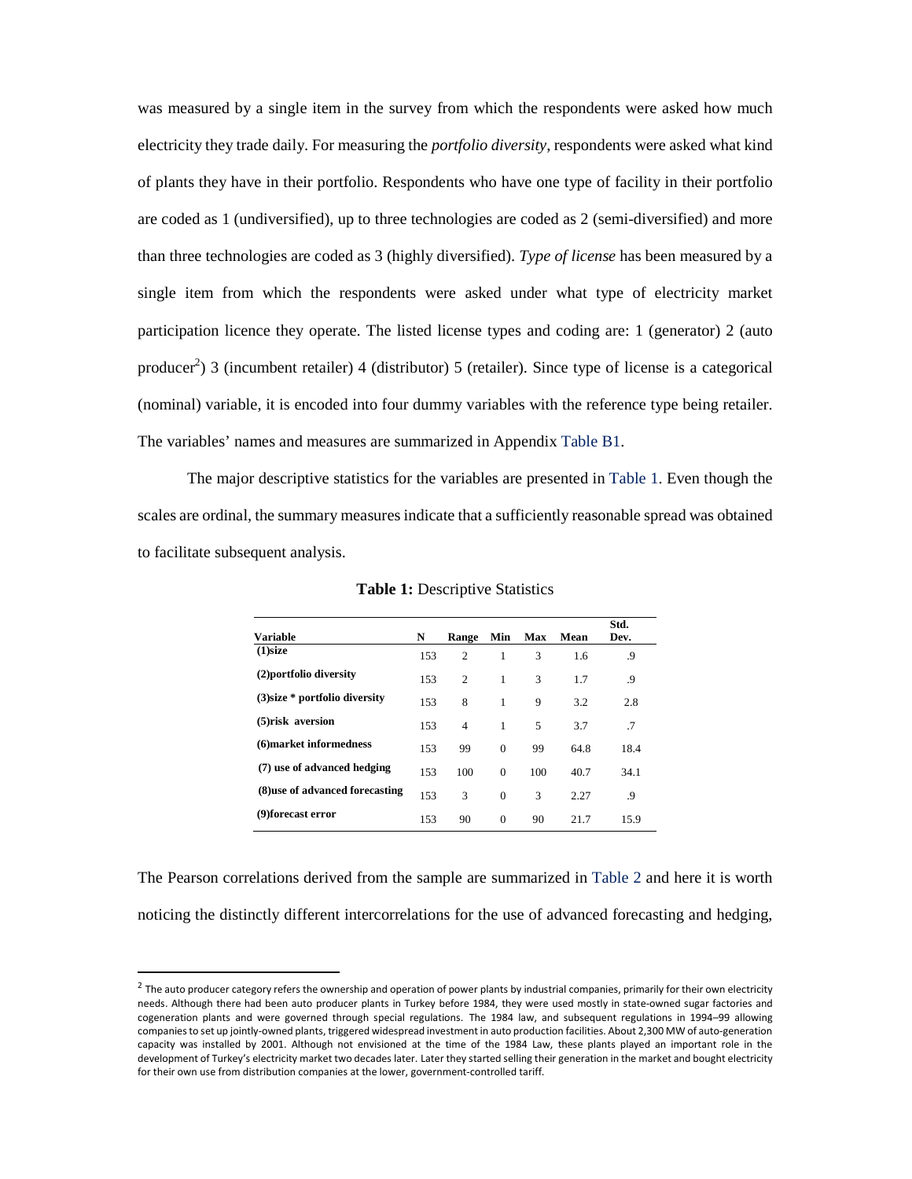was measured by a single item in the survey from which the respondents were asked how much electricity they trade daily. For measuring the *portfolio diversity*, respondents were asked what kind of plants they have in their portfolio. Respondents who have one type of facility in their portfolio are coded as 1 (undiversified), up to three technologies are coded as 2 (semi-diversified) and more than three technologies are coded as 3 (highly diversified). *Type of license* has been measured by a single item from which the respondents were asked under what type of electricity market participation licence they operate. The listed license types and coding are: 1 (generator) 2 (auto producer[2]) 3 (incumbent retailer) 4 (distributor) 5 (retailer). Since type of license is a categorical (nominal) variable, it is encoded into four dummy variables with the reference type being retailer. The variables' names and measures are summarized in Appendix Table B1.

The major descriptive statistics for the variables are presented in Table 1. Even though the scales are ordinal, the summary measures indicate that a sufficiently reasonable spread was obtained to facilitate subsequent analysis.

**Table 1:** Descriptive Statistics

| Variable | N | Range | Min | Max | Mean | Std. Dev. |
|---|---|---|---|---|---|---|
| **(1)size** | 153 | 2 | 1 | 3 | 1.6 | .9 |
| **(2)portfolio diversity** | 153 | 2 | 1 | 3 | 1.7 | .9 |
| **(3)size * portfolio diversity** | 153 | 8 | 1 | 9 | 3.2 | 2.8 |
| **(5)risk aversion** | 153 | 4 | 1 | 5 | 3.7 | .7 |
| **(6)market informedness** | 153 | 99 | 0 | 99 | 64.8 | 18.4 |
| **(7) use of advanced hedging** | 153 | 100 | 0 | 100 | 40.7 | 34.1 |
| **(8)use of advanced forecasting** | 153 | 3 | 0 | 3 | 2.27 | .9 |
| **(9)forecast error** | 153 | 90 | 0 | 90 | 21.7 | 15.9 |

The Pearson correlations derived from the sample are summarized in Table 2 and here it is worth noticing the distinctly different intercorrelations for the use of advanced forecasting and hedging,

---

[2] The auto producer category refers the ownership and operation of power plants by industrial companies, primarily for their own electricity needs. Although there had been auto producer plants in Turkey before 1984, they were used mostly in state-owned sugar factories and cogeneration plants and were governed through special regulations. The 1984 law, and subsequent regulations in 1994–99 allowing companies to set up jointly-owned plants, triggered widespread investment in auto production facilities. About 2,300 MW of auto-generation capacity was installed by 2001. Although not envisioned at the time of the 1984 Law, these plants played an important role in the development of Turkey's electricity market two decades later. Later they started selling their generation in the market and bought electricity for their own use from distribution companies at the lower, government-controlled tariff.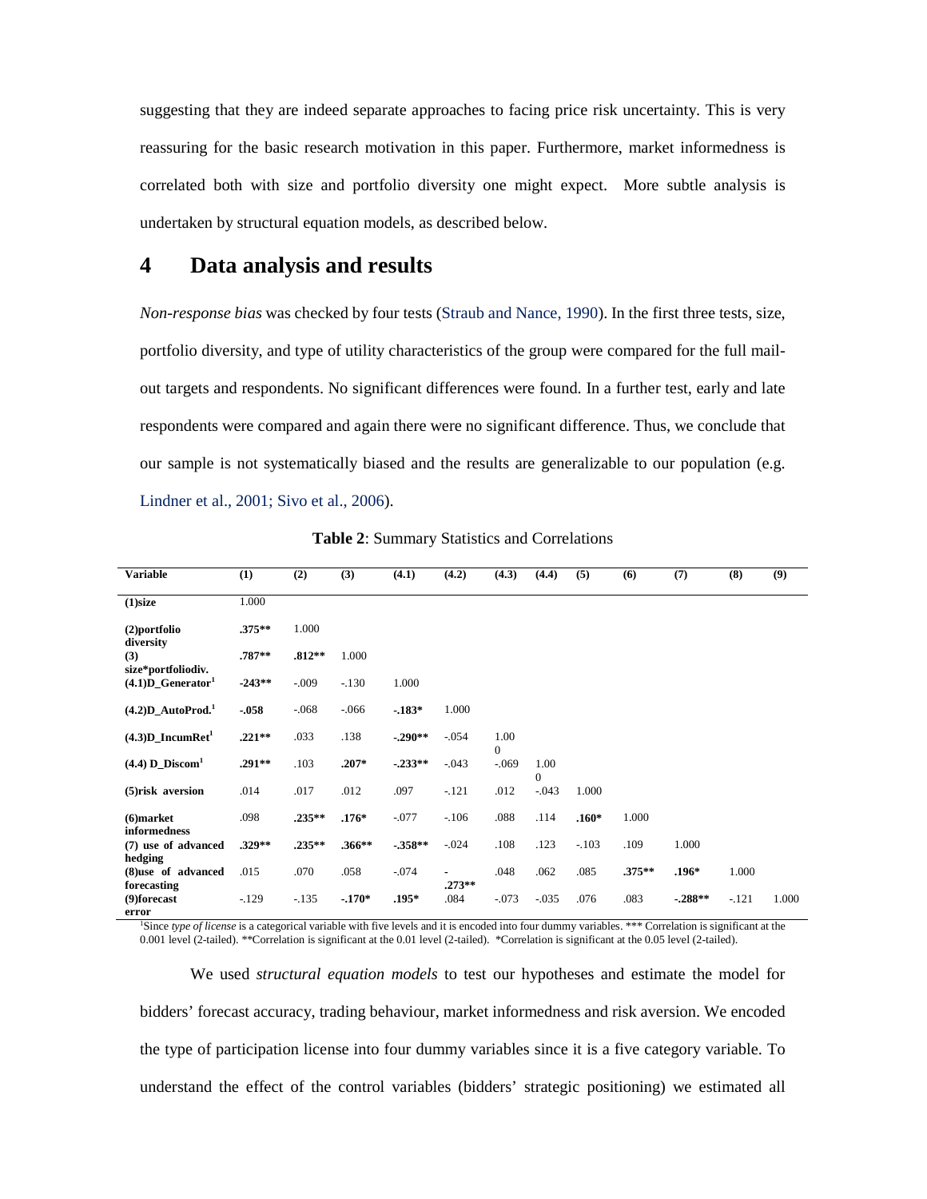suggesting that they are indeed separate approaches to facing price risk uncertainty. This is very reassuring for the basic research motivation in this paper. Furthermore, market informedness is correlated both with size and portfolio diversity one might expect. More subtle analysis is undertaken by structural equation models, as described below.

# 4 Data analysis and results

*Non-response bias* was checked by four tests (Straub and Nance, 1990). In the first three tests, size, portfolio diversity, and type of utility characteristics of the group were compared for the full mail-out targets and respondents. No significant differences were found. In a further test, early and late respondents were compared and again there were no significant difference. Thus, we conclude that our sample is not systematically biased and the results are generalizable to our population (e.g. Lindner et al., 2001; Sivo et al., 2006).

**Table 2**: Summary Statistics and Correlations

| Variable | (1) | (2) | (3) | (4.1) | (4.2) | (4.3) | (4.4) | (5) | (6) | (7) | (8) | (9) |
|---|---|---|---|---|---|---|---|---|---|---|---|---|
| **(1)size** | 1.000 | | | | | | | | | | | |
| **(2)portfolio diversity** | **.375\*\*** | 1.000 | | | | | | | | | | |
| **(3) size\*portfoliodiv.** | **.787\*\*** | **.812\*\*** | 1.000 | | | | | | | | | |
| **(4.1)D_Generator**[1] | **-243\*\*** | -.009 | -.130 | 1.000 | | | | | | | | |
| **(4.2)D_AutoProd.**[1] | **-.058** | -.068 | -.066 | **-.183\*** | 1.000 | | | | | | | |
| **(4.3)D_IncumRet**[1] | **.221\*\*** | .033 | .138 | **-.290\*\*** | -.054 | 1.000 | | | | | | |
| **(4.4) D_Discom**[1] | **.291\*\*** | .103 | **.207\*** | **-.233\*\*** | -.043 | -.069 | 1.000 | | | | | |
| **(5)risk aversion** | .014 | .017 | .012 | .097 | -.121 | .012 | -.043 | 1.000 | | | | |
| **(6)market informedness** | .098 | **.235\*\*** | **.176\*** | -.077 | -.106 | .088 | .114 | **.160\*** | 1.000 | | | |
| **(7) use of advanced hedging** | **.329\*\*** | **.235\*\*** | **.366\*\*** | **-.358\*\*** | -.024 | .108 | .123 | -.103 | .109 | 1.000 | | |
| **(8)use of advanced forecasting** | .015 | .070 | .058 | -.074 | **-.273\*\*** | .048 | .062 | .085 | **.375\*\*** | **.196\*** | 1.000 | |
| **(9)forecast error** | -.129 | -.135 | **-.170\*** | **.195\*** | .084 | -.073 | -.035 | .076 | .083 | **-.288\*\*** | -.121 | 1.000 |

[1]Since *type of license* is a categorical variable with five levels and it is encoded into four dummy variables. \*\*\* Correlation is significant at the 0.001 level (2-tailed). \*\*Correlation is significant at the 0.01 level (2-tailed). \*Correlation is significant at the 0.05 level (2-tailed).

We used *structural equation models* to test our hypotheses and estimate the model for bidders' forecast accuracy, trading behaviour, market informedness and risk aversion. We encoded the type of participation license into four dummy variables since it is a five category variable. To understand the effect of the control variables (bidders' strategic positioning) we estimated all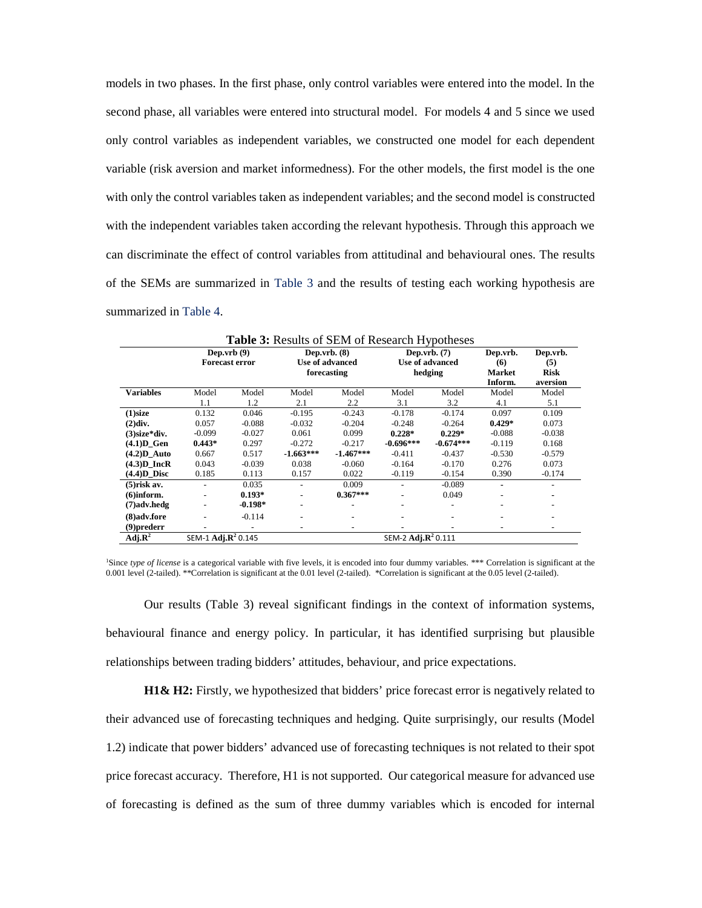models in two phases. In the first phase, only control variables were entered into the model. In the second phase, all variables were entered into structural model. For models 4 and 5 since we used only control variables as independent variables, we constructed one model for each dependent variable (risk aversion and market informedness). For the other models, the first model is the one with only the control variables taken as independent variables; and the second model is constructed with the independent variables taken according the relevant hypothesis. Through this approach we can discriminate the effect of control variables from attitudinal and behavioural ones. The results of the SEMs are summarized in Table 3 and the results of testing each working hypothesis are summarized in Table 4.

**Table 3:** Results of SEM of Research Hypotheses

| | Dep.vrb (9) Forecast error | | Dep.vrb. (8) Use of advanced forecasting | | Dep.vrb. (7) Use of advanced hedging | | Dep.vrb. (6) Market Inform. | Dep.vrb. (5) Risk aversion |
|---|---|---|---|---|---|---|---|---|
| **Variables** | Model 1.1 | Model 1.2 | Model 2.1 | Model 2.2 | Model 3.1 | Model 3.2 | Model 4.1 | Model 5.1 |
| **(1)size** | 0.132 | 0.046 | -0.195 | -0.243 | -0.178 | -0.174 | 0.097 | 0.109 |
| **(2)div.** | 0.057 | -0.088 | -0.032 | -0.204 | -0.248 | -0.264 | **0.429*** | 0.073 |
| **(3)size*div.** | -0.099 | -0.027 | 0.061 | 0.099 | **0.228*** | **0.229*** | -0.088 | -0.038 |
| **(4.1)D_Gen** | **0.443*** | 0.297 | -0.272 | -0.217 | **-0.696***** | **-0.674***** | -0.119 | 0.168 |
| **(4.2)D_Auto** | 0.667 | 0.517 | **-1.663***** | **-1.467***** | -0.411 | -0.437 | -0.530 | -0.579 |
| **(4.3)D_IncR** | 0.043 | -0.039 | 0.038 | -0.060 | -0.164 | -0.170 | 0.276 | 0.073 |
| **(4.4)D_Disc** | 0.185 | 0.113 | 0.157 | 0.022 | -0.119 | -0.154 | 0.390 | -0.174 |
| **(5)risk av.** | - | 0.035 | - | 0.009 | - | -0.089 | - | - |
| **(6)inform.** | - | **0.193*** | - | **0.367***** | - | 0.049 | - | - |
| **(7)adv.hedg** | - | **-0.198*** | - | - | - | - | - | - |
| **(8)adv.fore** | - | -0.114 | - | - | - | - | - | - |
| **(9)prederr** | - | - | - | - | - | - | - | - |
| **Adj.$R^2$** | SEM-1 **Adj.$R^2$** 0.145 | | | | SEM-2 **Adj.$R^2$** 0.111 | | | |

[1]Since *type of license* is a categorical variable with five levels, it is encoded into four dummy variables. *** Correlation is significant at the 0.001 level (2-tailed). **Correlation is significant at the 0.01 level (2-tailed). *Correlation is significant at the 0.05 level (2-tailed).

Our results (Table 3) reveal significant findings in the context of information systems, behavioural finance and energy policy. In particular, it has identified surprising but plausible relationships between trading bidders' attitudes, behaviour, and price expectations.

**H1& H2:** Firstly, we hypothesized that bidders' price forecast error is negatively related to their advanced use of forecasting techniques and hedging. Quite surprisingly, our results (Model 1.2) indicate that power bidders' advanced use of forecasting techniques is not related to their spot price forecast accuracy. Therefore, H1 is not supported. Our categorical measure for advanced use of forecasting is defined as the sum of three dummy variables which is encoded for internal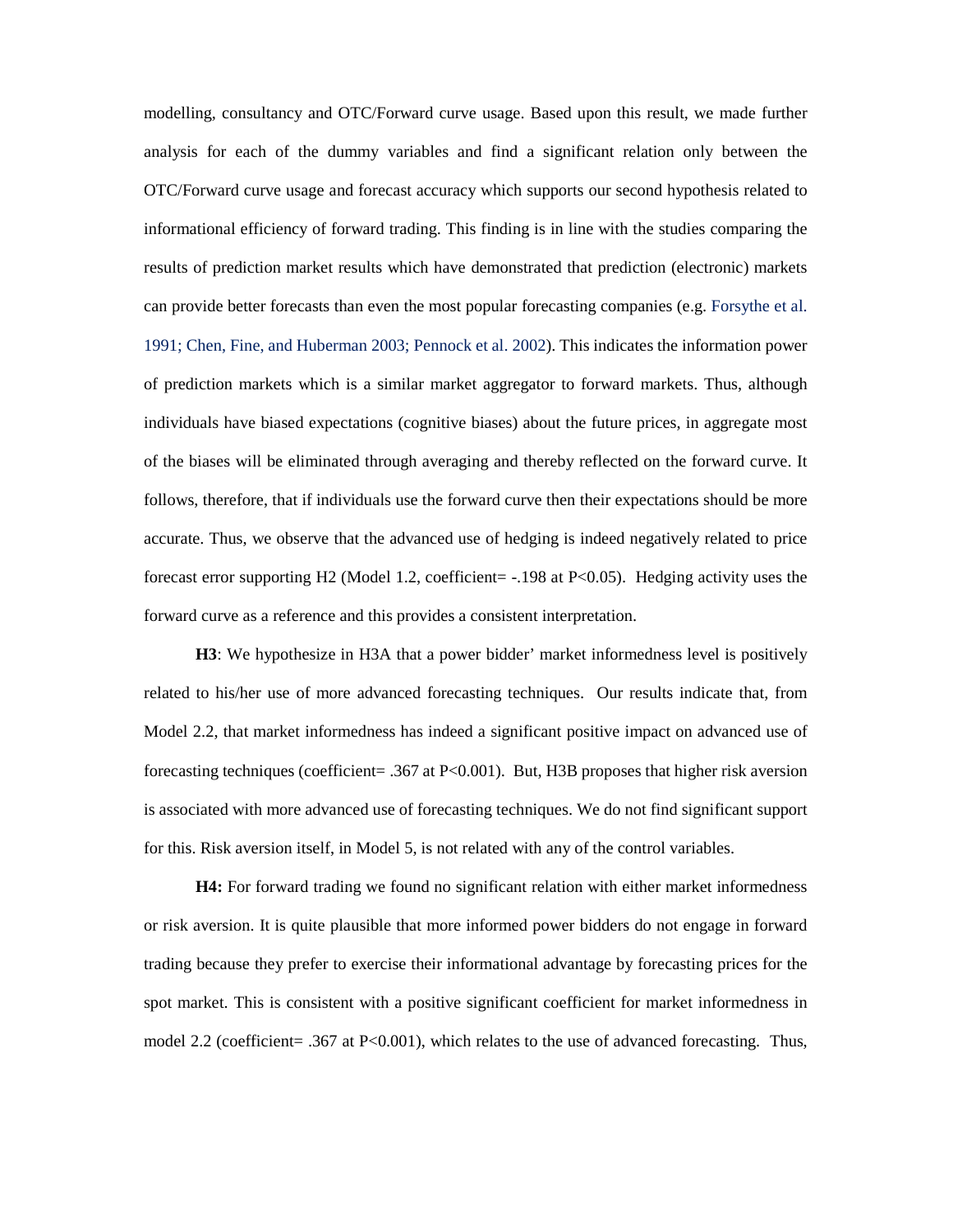modelling, consultancy and OTC/Forward curve usage. Based upon this result, we made further analysis for each of the dummy variables and find a significant relation only between the OTC/Forward curve usage and forecast accuracy which supports our second hypothesis related to informational efficiency of forward trading. This finding is in line with the studies comparing the results of prediction market results which have demonstrated that prediction (electronic) markets can provide better forecasts than even the most popular forecasting companies (e.g. Forsythe et al. 1991; Chen, Fine, and Huberman 2003; Pennock et al. 2002). This indicates the information power of prediction markets which is a similar market aggregator to forward markets. Thus, although individuals have biased expectations (cognitive biases) about the future prices, in aggregate most of the biases will be eliminated through averaging and thereby reflected on the forward curve. It follows, therefore, that if individuals use the forward curve then their expectations should be more accurate. Thus, we observe that the advanced use of hedging is indeed negatively related to price forecast error supporting H2 (Model 1.2, coefficient= -.198 at $P<0.05$). Hedging activity uses the forward curve as a reference and this provides a consistent interpretation.

**H3**: We hypothesize in H3A that a power bidder' market informedness level is positively related to his/her use of more advanced forecasting techniques. Our results indicate that, from Model 2.2, that market informedness has indeed a significant positive impact on advanced use of forecasting techniques (coefficient= .367 at $P<0.001$). But, H3B proposes that higher risk aversion is associated with more advanced use of forecasting techniques. We do not find significant support for this. Risk aversion itself, in Model 5, is not related with any of the control variables.

**H4:** For forward trading we found no significant relation with either market informedness or risk aversion. It is quite plausible that more informed power bidders do not engage in forward trading because they prefer to exercise their informational advantage by forecasting prices for the spot market. This is consistent with a positive significant coefficient for market informedness in model 2.2 (coefficient= .367 at $P<0.001$), which relates to the use of advanced forecasting. Thus,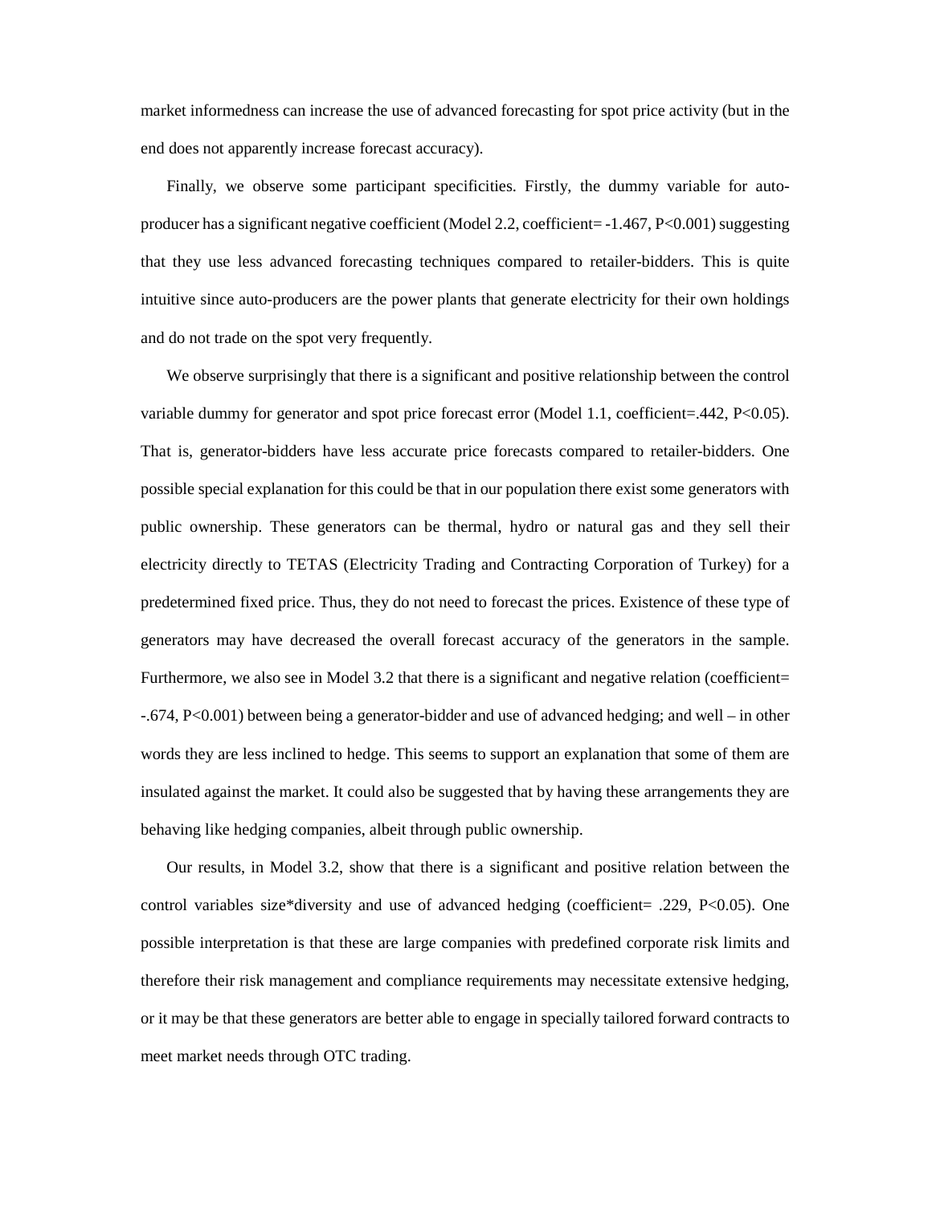market informedness can increase the use of advanced forecasting for spot price activity (but in the end does not apparently increase forecast accuracy).

Finally, we observe some participant specificities. Firstly, the dummy variable for auto-producer has a significant negative coefficient (Model 2.2, coefficient= -1.467, $P<0.001$) suggesting that they use less advanced forecasting techniques compared to retailer-bidders. This is quite intuitive since auto-producers are the power plants that generate electricity for their own holdings and do not trade on the spot very frequently.

We observe surprisingly that there is a significant and positive relationship between the control variable dummy for generator and spot price forecast error (Model 1.1, coefficient=.442, $P<0.05$). That is, generator-bidders have less accurate price forecasts compared to retailer-bidders. One possible special explanation for this could be that in our population there exist some generators with public ownership. These generators can be thermal, hydro or natural gas and they sell their electricity directly to TETAS (Electricity Trading and Contracting Corporation of Turkey) for a predetermined fixed price. Thus, they do not need to forecast the prices. Existence of these type of generators may have decreased the overall forecast accuracy of the generators in the sample. Furthermore, we also see in Model 3.2 that there is a significant and negative relation (coefficient= -.674, $P<0.001$) between being a generator-bidder and use of advanced hedging; and well – in other words they are less inclined to hedge. This seems to support an explanation that some of them are insulated against the market. It could also be suggested that by having these arrangements they are behaving like hedging companies, albeit through public ownership.

Our results, in Model 3.2, show that there is a significant and positive relation between the control variables size*diversity and use of advanced hedging (coefficient= .229, $P<0.05$). One possible interpretation is that these are large companies with predefined corporate risk limits and therefore their risk management and compliance requirements may necessitate extensive hedging, or it may be that these generators are better able to engage in specially tailored forward contracts to meet market needs through OTC trading.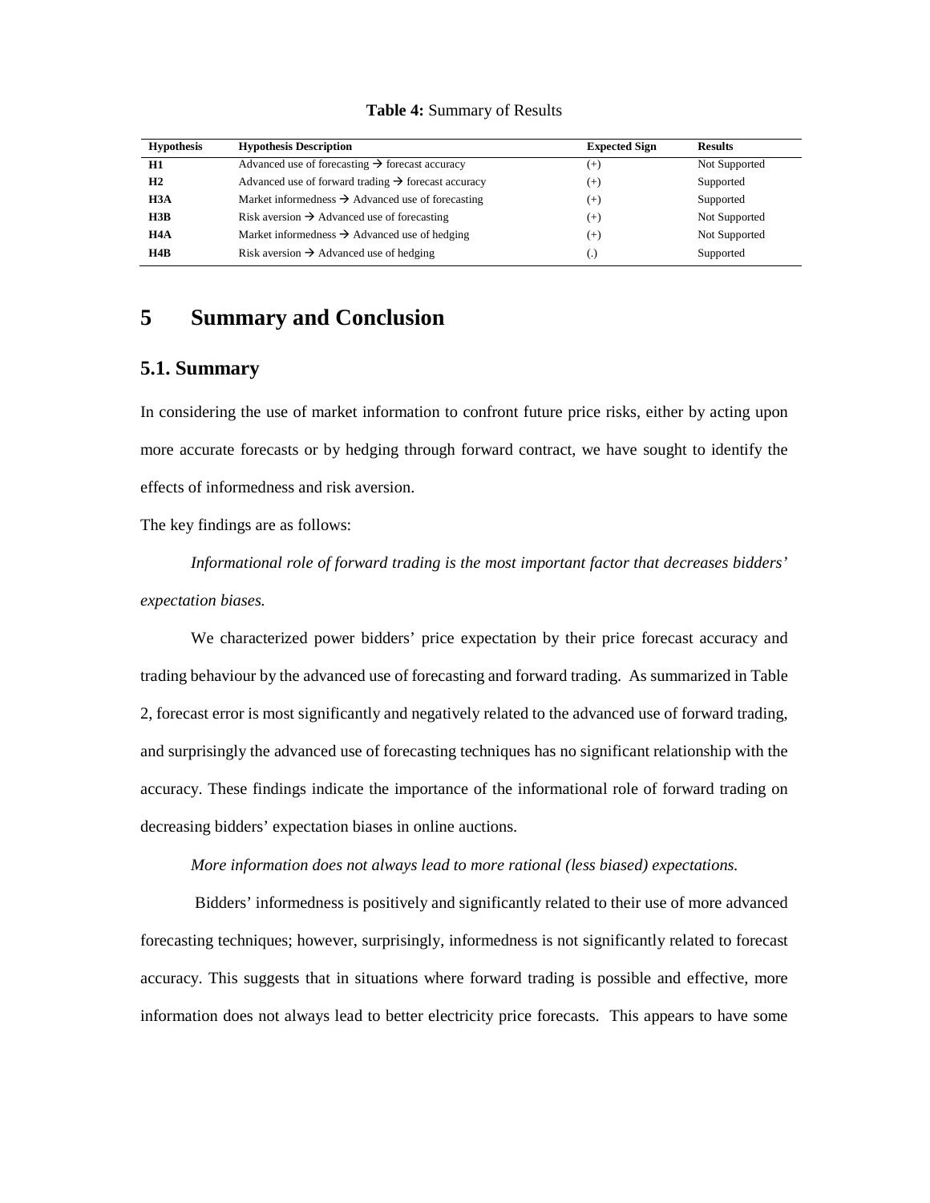**Table 4:** Summary of Results

| Hypothesis | Hypothesis Description | Expected Sign | Results |
|---|---|---|---|
| **H1** | Advanced use of forecasting → forecast accuracy | (+) | Not Supported |
| **H2** | Advanced use of forward trading → forecast accuracy | (+) | Supported |
| **H3A** | Market informedness → Advanced use of forecasting | (+) | Supported |
| **H3B** | Risk aversion → Advanced use of forecasting | (+) | Not Supported |
| **H4A** | Market informedness → Advanced use of hedging | (+) | Not Supported |
| **H4B** | Risk aversion → Advanced use of hedging | (.) | Supported |

# 5 Summary and Conclusion

## 5.1. Summary

In considering the use of market information to confront future price risks, either by acting upon more accurate forecasts or by hedging through forward contract, we have sought to identify the effects of informedness and risk aversion.

The key findings are as follows:

*Informational role of forward trading is the most important factor that decreases bidders' expectation biases.*

We characterized power bidders' price expectation by their price forecast accuracy and trading behaviour by the advanced use of forecasting and forward trading. As summarized in Table 2, forecast error is most significantly and negatively related to the advanced use of forward trading, and surprisingly the advanced use of forecasting techniques has no significant relationship with the accuracy. These findings indicate the importance of the informational role of forward trading on decreasing bidders' expectation biases in online auctions.

*More information does not always lead to more rational (less biased) expectations.*

Bidders' informedness is positively and significantly related to their use of more advanced forecasting techniques; however, surprisingly, informedness is not significantly related to forecast accuracy. This suggests that in situations where forward trading is possible and effective, more information does not always lead to better electricity price forecasts. This appears to have some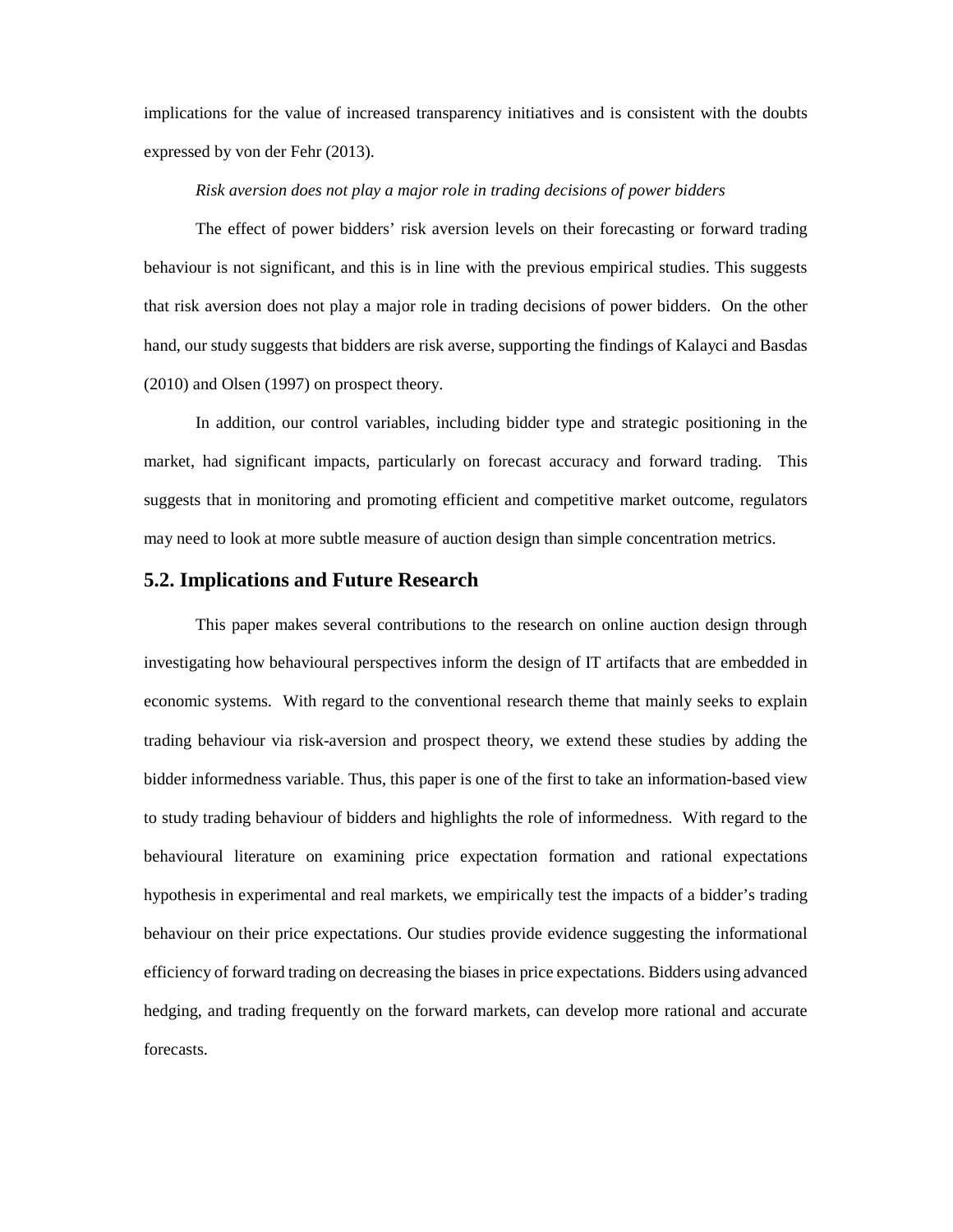implications for the value of increased transparency initiatives and is consistent with the doubts expressed by von der Fehr (2013).

*Risk aversion does not play a major role in trading decisions of power bidders*

The effect of power bidders' risk aversion levels on their forecasting or forward trading behaviour is not significant, and this is in line with the previous empirical studies. This suggests that risk aversion does not play a major role in trading decisions of power bidders. On the other hand, our study suggests that bidders are risk averse, supporting the findings of Kalayci and Basdas (2010) and Olsen (1997) on prospect theory.

In addition, our control variables, including bidder type and strategic positioning in the market, had significant impacts, particularly on forecast accuracy and forward trading. This suggests that in monitoring and promoting efficient and competitive market outcome, regulators may need to look at more subtle measure of auction design than simple concentration metrics.

## 5.2. Implications and Future Research

This paper makes several contributions to the research on online auction design through investigating how behavioural perspectives inform the design of IT artifacts that are embedded in economic systems. With regard to the conventional research theme that mainly seeks to explain trading behaviour via risk-aversion and prospect theory, we extend these studies by adding the bidder informedness variable. Thus, this paper is one of the first to take an information-based view to study trading behaviour of bidders and highlights the role of informedness. With regard to the behavioural literature on examining price expectation formation and rational expectations hypothesis in experimental and real markets, we empirically test the impacts of a bidder's trading behaviour on their price expectations. Our studies provide evidence suggesting the informational efficiency of forward trading on decreasing the biases in price expectations. Bidders using advanced hedging, and trading frequently on the forward markets, can develop more rational and accurate forecasts.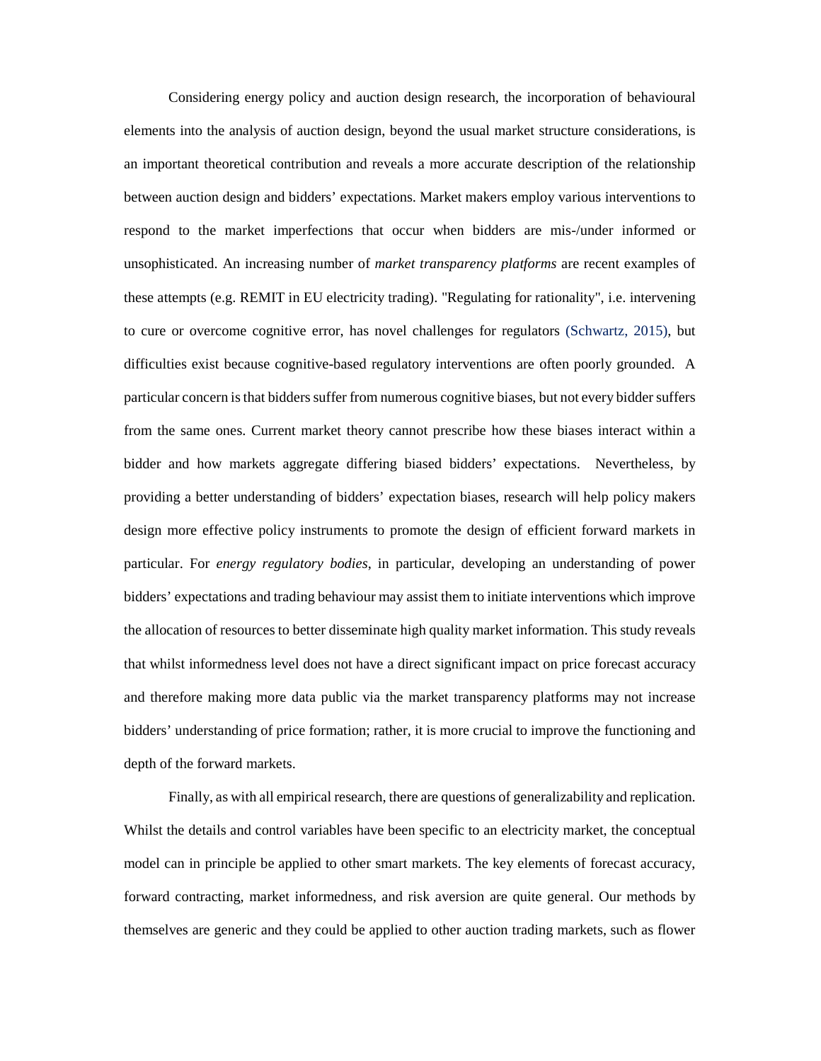Considering energy policy and auction design research, the incorporation of behavioural elements into the analysis of auction design, beyond the usual market structure considerations, is an important theoretical contribution and reveals a more accurate description of the relationship between auction design and bidders' expectations. Market makers employ various interventions to respond to the market imperfections that occur when bidders are mis-/under informed or unsophisticated. An increasing number of *market transparency platforms* are recent examples of these attempts (e.g. REMIT in EU electricity trading). "Regulating for rationality", i.e. intervening to cure or overcome cognitive error, has novel challenges for regulators (Schwartz, 2015), but difficulties exist because cognitive-based regulatory interventions are often poorly grounded. A particular concern is that bidders suffer from numerous cognitive biases, but not every bidder suffers from the same ones. Current market theory cannot prescribe how these biases interact within a bidder and how markets aggregate differing biased bidders' expectations. Nevertheless, by providing a better understanding of bidders' expectation biases, research will help policy makers design more effective policy instruments to promote the design of efficient forward markets in particular. For *energy regulatory bodies*, in particular, developing an understanding of power bidders' expectations and trading behaviour may assist them to initiate interventions which improve the allocation of resources to better disseminate high quality market information. This study reveals that whilst informedness level does not have a direct significant impact on price forecast accuracy and therefore making more data public via the market transparency platforms may not increase bidders' understanding of price formation; rather, it is more crucial to improve the functioning and depth of the forward markets.

Finally, as with all empirical research, there are questions of generalizability and replication. Whilst the details and control variables have been specific to an electricity market, the conceptual model can in principle be applied to other smart markets. The key elements of forecast accuracy, forward contracting, market informedness, and risk aversion are quite general. Our methods by themselves are generic and they could be applied to other auction trading markets, such as flower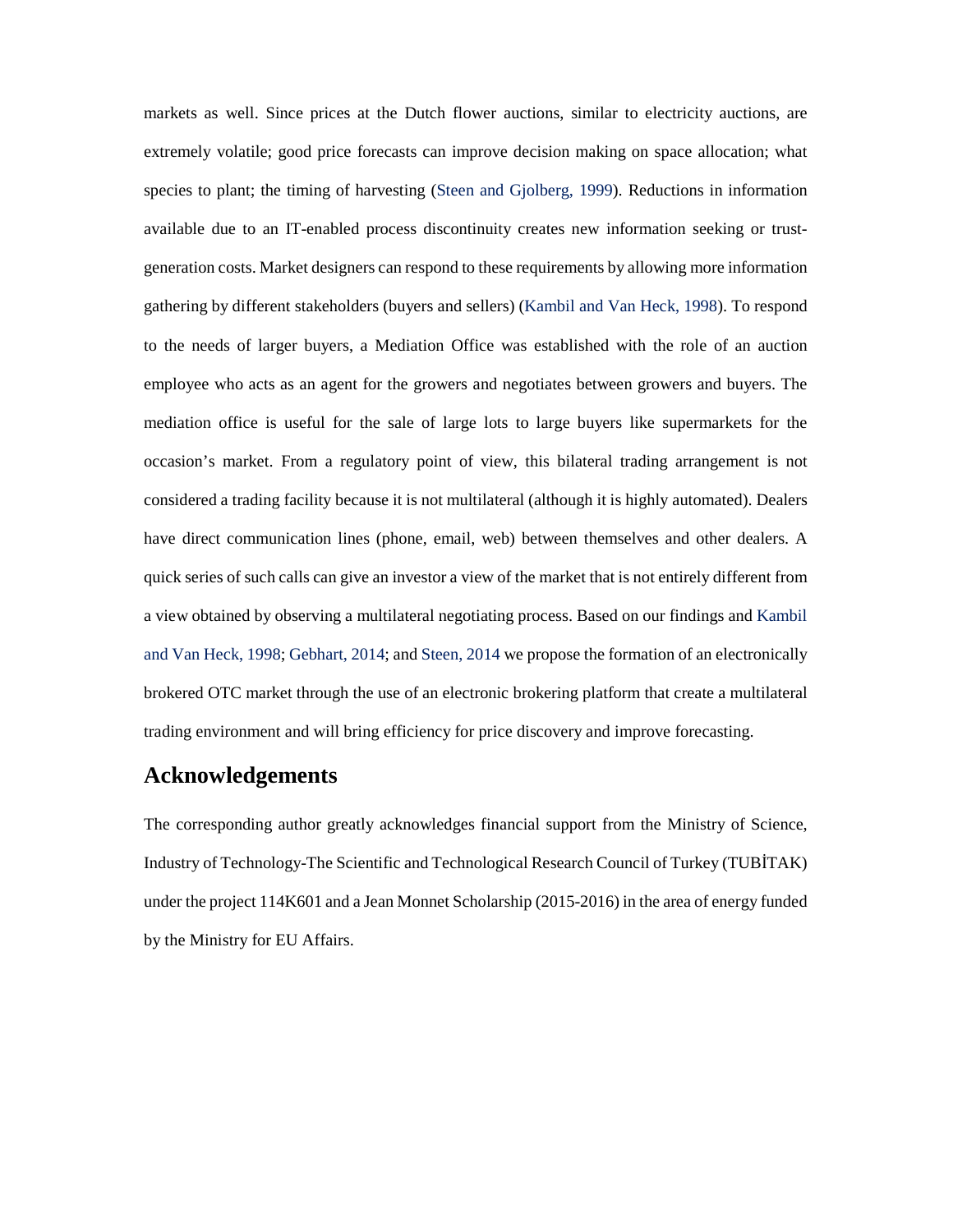markets as well. Since prices at the Dutch flower auctions, similar to electricity auctions, are extremely volatile; good price forecasts can improve decision making on space allocation; what species to plant; the timing of harvesting (Steen and Gjolberg, 1999). Reductions in information available due to an IT-enabled process discontinuity creates new information seeking or trust-generation costs. Market designers can respond to these requirements by allowing more information gathering by different stakeholders (buyers and sellers) (Kambil and Van Heck, 1998). To respond to the needs of larger buyers, a Mediation Office was established with the role of an auction employee who acts as an agent for the growers and negotiates between growers and buyers. The mediation office is useful for the sale of large lots to large buyers like supermarkets for the occasion's market. From a regulatory point of view, this bilateral trading arrangement is not considered a trading facility because it is not multilateral (although it is highly automated). Dealers have direct communication lines (phone, email, web) between themselves and other dealers. A quick series of such calls can give an investor a view of the market that is not entirely different from a view obtained by observing a multilateral negotiating process. Based on our findings and Kambil and Van Heck, 1998; Gebhart, 2014; and Steen, 2014 we propose the formation of an electronically brokered OTC market through the use of an electronic brokering platform that create a multilateral trading environment and will bring efficiency for price discovery and improve forecasting.

## Acknowledgements

The corresponding author greatly acknowledges financial support from the Ministry of Science, Industry of Technology-The Scientific and Technological Research Council of Turkey (TUBİTAK) under the project 114K601 and a Jean Monnet Scholarship (2015-2016) in the area of energy funded by the Ministry for EU Affairs.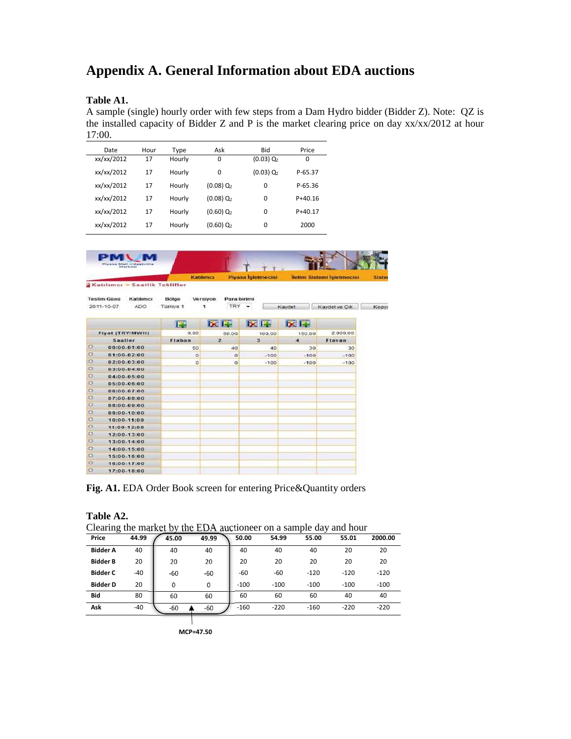# Appendix A. General Information about EDA auctions

**Table A1.**
A sample (single) hourly order with few steps from a Dam Hydro bidder (Bidder Z). Note: QZ is the installed capacity of Bidder Z and P is the market clearing price on day xx/xx/2012 at hour 17:00.

| Date | Hour | Type | Ask | Bid | Price |
|---|---|---|---|---|---|
| xx/xx/2012 | 17 | Hourly | 0 | (0.03) $Q_Z$ | 0 |
| xx/xx/2012 | 17 | Hourly | 0 | (0.03) $Q_Z$ | P-65.37 |
| xx/xx/2012 | 17 | Hourly | (0.08) $Q_Z$ | 0 | P-65.36 |
| xx/xx/2012 | 17 | Hourly | (0.08) $Q_Z$ | 0 | P+40.16 |
| xx/xx/2012 | 17 | Hourly | (0.60) $Q_Z$ | 0 | P+40.17 |
| xx/xx/2012 | 17 | Hourly | (0.60) $Q_Z$ | 0 | 2000 |

| Fiyat (TRY/MWH) | 0,00 | 50,00 | 100,00 | 150,00 | 2.000,00 |
|---|---|---|---|---|---|
| Saatler | Ftaban | 2 | 3 | 4 | Ftavan |
| 00:00-01:00 | 50 | 40 | 40 | 30 | 30 |
| 01:00-02:00 | 0 | 0 | -100 | -100 | -100 |
| 02:00-03:00 | 0 | 0 | -100 | -100 | -100 |
| 03:00-04:00 | | | | | |
| 04:00-05:00 | | | | | |
| 05:00-06:00 | | | | | |
| 06:00-07:00 | | | | | |
| 07:00-08:00 | | | | | |
| 08:00-09:00 | | | | | |
| 09:00-10:00 | | | | | |
| 10:00-11:00 | | | | | |
| 11:00-12:00 | | | | | |
| 12:00-13:00 | | | | | |
| 13:00-14:00 | | | | | |
| 14:00-15:00 | | | | | |
| 15:00-16:00 | | | | | |
| 16:00-17:00 | | | | | |
| 17:00-18:00 | | | | | |

**Fig. A1.** EDA Order Book screen for entering Price&Quantity orders

**Table A2.**
Clearing the market by the EDA auctioneer on a sample day and hour

| Price | 44.99 | 45.00 | 49.99 | 50.00 | 54.99 | 55.00 | 55.01 | 2000.00 |
|---|---|---|---|---|---|---|---|---|
| Bidder A | 40 | 40 | 40 | 40 | 40 | 40 | 20 | 20 |
| Bidder B | 20 | 20 | 20 | 20 | 20 | 20 | 20 | 20 |
| Bidder C | -40 | -60 | -60 | -60 | -60 | -120 | -120 | -120 |
| Bidder D | 20 | 0 | 0 | -100 | -100 | -100 | -100 | -100 |
| Bid | 80 | 60 | 60 | 60 | 60 | 60 | 40 | 40 |
| Ask | -40 | -60 | -60 | -160 | -220 | -160 | -220 | -220 |

MCP=47.50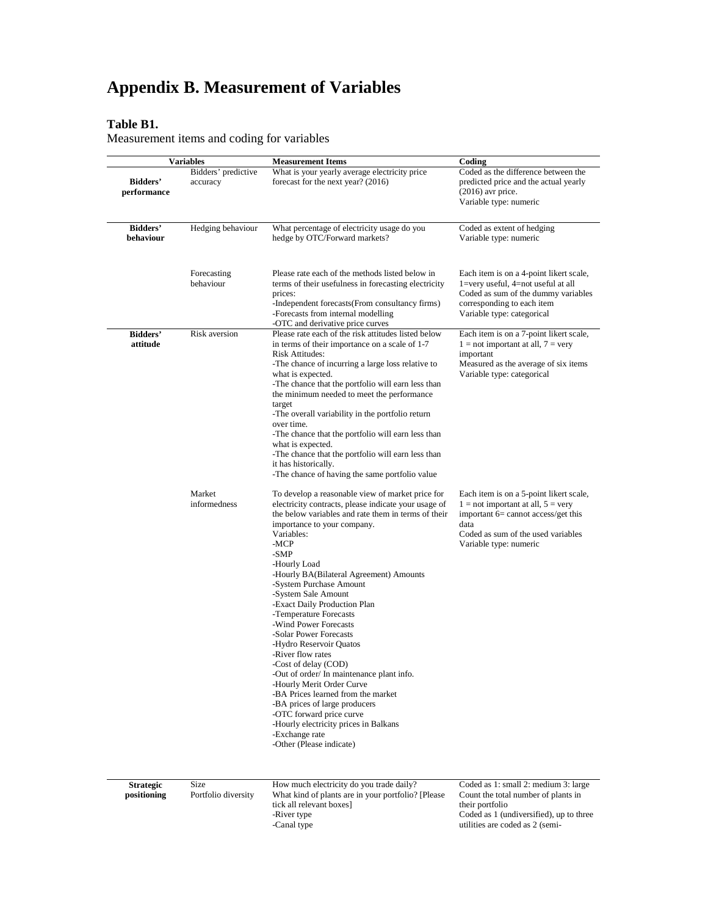# Appendix B. Measurement of Variables

**Table B1.**

Measurement items and coding for variables

| Variables | | Measurement Items | Coding |
|---|---|---|---|
| **Bidders' performance** | Bidders' predictive accuracy | What is your yearly average electricity price forecast for the next year? (2016) | Coded as the difference between the predicted price and the actual yearly (2016) avr price.<br>Variable type: numeric |
| **Bidders' behaviour** | Hedging behaviour | What percentage of electricity usage do you hedge by OTC/Forward markets? | Coded as extent of hedging<br>Variable type: numeric |
| | Forecasting behaviour | Please rate each of the methods listed below in terms of their usefulness in forecasting electricity prices:<br>-Independent forecasts(From consultancy firms)<br>-Forecasts from internal modelling<br>-OTC and derivative price curves | Each item is on a 4-point likert scale, 1=very useful, 4=not useful at all<br>Coded as sum of the dummy variables corresponding to each item<br>Variable type: categorical |
| **Bidders' attitude** | Risk aversion | Please rate each of the risk attitudes listed below in terms of their importance on a scale of 1-7<br>Risk Attitudes:<br>-The chance of incurring a large loss relative to what is expected.<br>-The chance that the portfolio will earn less than the minimum needed to meet the performance target<br>-The overall variability in the portfolio return over time.<br>-The chance that the portfolio will earn less than what is expected.<br>-The chance that the portfolio will earn less than it has historically.<br>-The chance of having the same portfolio value | Each item is on a 7-point likert scale, 1 = not important at all, 7 = very important<br>Measured as the average of six items<br>Variable type: categorical |
| | Market informedness | To develop a reasonable view of market price for electricity contracts, please indicate your usage of the below variables and rate them in terms of their importance to your company.<br>Variables:<br>-MCP<br>-SMP<br>-Hourly Load<br>-Hourly BA(Bilateral Agreement) Amounts<br>-System Purchase Amount<br>-System Sale Amount<br>-Exact Daily Production Plan<br>-Temperature Forecasts<br>-Wind Power Forecasts<br>-Solar Power Forecasts<br>-Hydro Reservoir Quatos<br>-River flow rates<br>-Cost of delay (COD)<br>-Out of order/ In maintenance plant info.<br>-Hourly Merit Order Curve<br>-BA Prices learned from the market<br>-BA prices of large producers<br>-OTC forward price curve<br>-Hourly electricity prices in Balkans<br>-Exchange rate<br>-Other (Please indicate) | Each item is on a 5-point likert scale, 1 = not important at all, 5 = very important 6= cannot access/get this data<br>Coded as sum of the used variables<br>Variable type: numeric |
| **Strategic positioning** | Size | How much electricity do you trade daily? | Coded as 1: small 2: medium 3: large |
| | Portfolio diversity | What kind of plants are in your portfolio? [Please tick all relevant boxes]<br>-River type<br>-Canal type | Count the total number of plants in their portfolio<br>Coded as 1 (undiversified), up to three utilities are coded as 2 (semi- |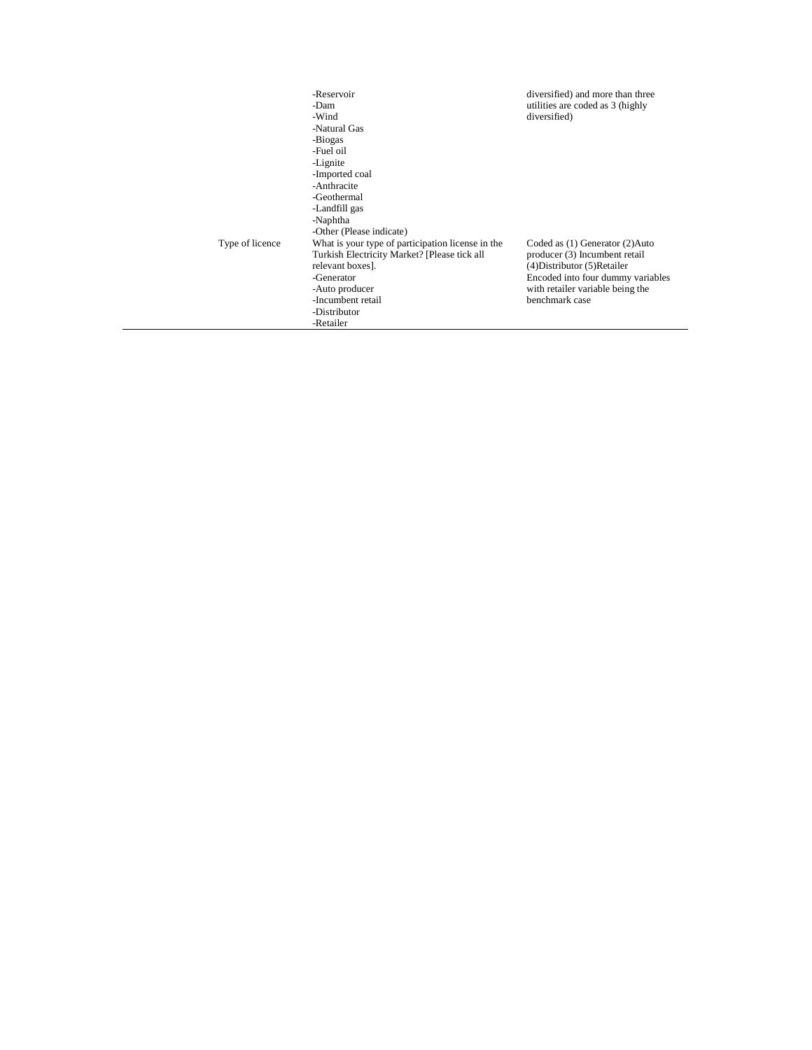| | | |
|---|---|---|
| | -Reservoir<br>-Dam<br>-Wind<br>-Natural Gas<br>-Biogas<br>-Fuel oil<br>-Lignite<br>-Imported coal<br>-Anthracite<br>-Geothermal<br>-Landfill gas<br>-Naphtha<br>-Other (Please indicate) | diversified) and more than three utilities are coded as 3 (highly diversified) |
| Type of licence | What is your type of participation license in the Turkish Electricity Market? [Please tick all relevant boxes].<br>-Generator<br>-Auto producer<br>-Incumbent retail<br>-Distributor<br>-Retailer | Coded as (1) Generator (2)Auto producer (3) Incumbent retail (4)Distributor (5)Retailer<br>Encoded into four dummy variables with retailer variable being the benchmark case |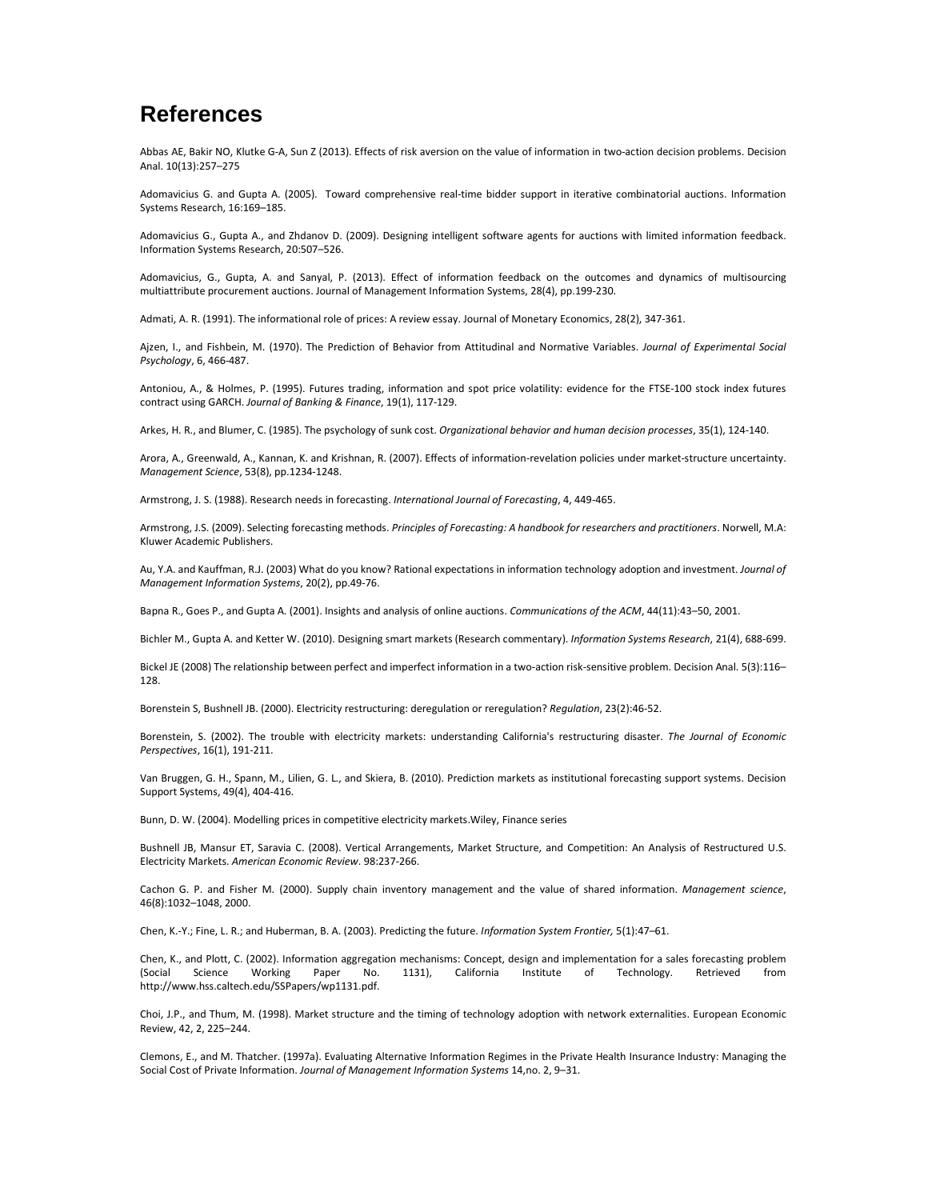# References

Abbas AE, Bakir NO, Klutke G-A, Sun Z (2013). Effects of risk aversion on the value of information in two-action decision problems. Decision Anal. 10(13):257–275

Adomavicius G. and Gupta A. (2005). Toward comprehensive real-time bidder support in iterative combinatorial auctions. Information Systems Research, 16:169–185.

Adomavicius G., Gupta A., and Zhdanov D. (2009). Designing intelligent software agents for auctions with limited information feedback. Information Systems Research, 20:507–526.

Adomavicius, G., Gupta, A. and Sanyal, P. (2013). Effect of information feedback on the outcomes and dynamics of multisourcing multiattribute procurement auctions. Journal of Management Information Systems, 28(4), pp.199-230.

Admati, A. R. (1991). The informational role of prices: A review essay. Journal of Monetary Economics, 28(2), 347-361.

Ajzen, I., and Fishbein, M. (1970). The Prediction of Behavior from Attitudinal and Normative Variables. *Journal of Experimental Social Psychology*, 6, 466-487.

Antoniou, A., & Holmes, P. (1995). Futures trading, information and spot price volatility: evidence for the FTSE-100 stock index futures contract using GARCH. *Journal of Banking & Finance*, 19(1), 117-129.

Arkes, H. R., and Blumer, C. (1985). The psychology of sunk cost. *Organizational behavior and human decision processes*, 35(1), 124-140.

Arora, A., Greenwald, A., Kannan, K. and Krishnan, R. (2007). Effects of information-revelation policies under market-structure uncertainty. *Management Science*, 53(8), pp.1234-1248.

Armstrong, J. S. (1988). Research needs in forecasting. *International Journal of Forecasting*, 4, 449-465.

Armstrong, J.S. (2009). Selecting forecasting methods. *Principles of Forecasting: A handbook for researchers and practitioners*. Norwell, M.A: Kluwer Academic Publishers.

Au, Y.A. and Kauffman, R.J. (2003) What do you know? Rational expectations in information technology adoption and investment. *Journal of Management Information Systems*, 20(2), pp.49-76.

Bapna R., Goes P., and Gupta A. (2001). Insights and analysis of online auctions. *Communications of the ACM*, 44(11):43–50, 2001.

Bichler M., Gupta A. and Ketter W. (2010). Designing smart markets (Research commentary). *Information Systems Research*, 21(4), 688-699.

Bickel JE (2008) The relationship between perfect and imperfect information in a two-action risk-sensitive problem. Decision Anal. 5(3):116–128.

Borenstein S, Bushnell JB. (2000). Electricity restructuring: deregulation or reregulation? *Regulation*, 23(2):46-52.

Borenstein, S. (2002). The trouble with electricity markets: understanding California's restructuring disaster. *The Journal of Economic Perspectives*, 16(1), 191-211.

Van Bruggen, G. H., Spann, M., Lilien, G. L., and Skiera, B. (2010). Prediction markets as institutional forecasting support systems. Decision Support Systems, 49(4), 404-416.

Bunn, D. W. (2004). Modelling prices in competitive electricity markets.Wiley, Finance series

Bushnell JB, Mansur ET, Saravia C. (2008). Vertical Arrangements, Market Structure, and Competition: An Analysis of Restructured U.S. Electricity Markets. *American Economic Review*. 98:237-266.

Cachon G. P. and Fisher M. (2000). Supply chain inventory management and the value of shared information. *Management science*, 46(8):1032–1048, 2000.

Chen, K.-Y.; Fine, L. R.; and Huberman, B. A. (2003). Predicting the future. *Information System Frontier,* 5(1):47–61.

Chen, K., and Plott, C. (2002). Information aggregation mechanisms: Concept, design and implementation for a sales forecasting problem (Social Science Working Paper No. 1131), California Institute of Technology. Retrieved from http://www.hss.caltech.edu/SSPapers/wp1131.pdf.

Choi, J.P., and Thum, M. (1998). Market structure and the timing of technology adoption with network externalities. European Economic Review, 42, 2, 225–244.

Clemons, E., and M. Thatcher. (1997a). Evaluating Alternative Information Regimes in the Private Health Insurance Industry: Managing the Social Cost of Private Information. *Journal of Management Information Systems* 14,no. 2, 9–31.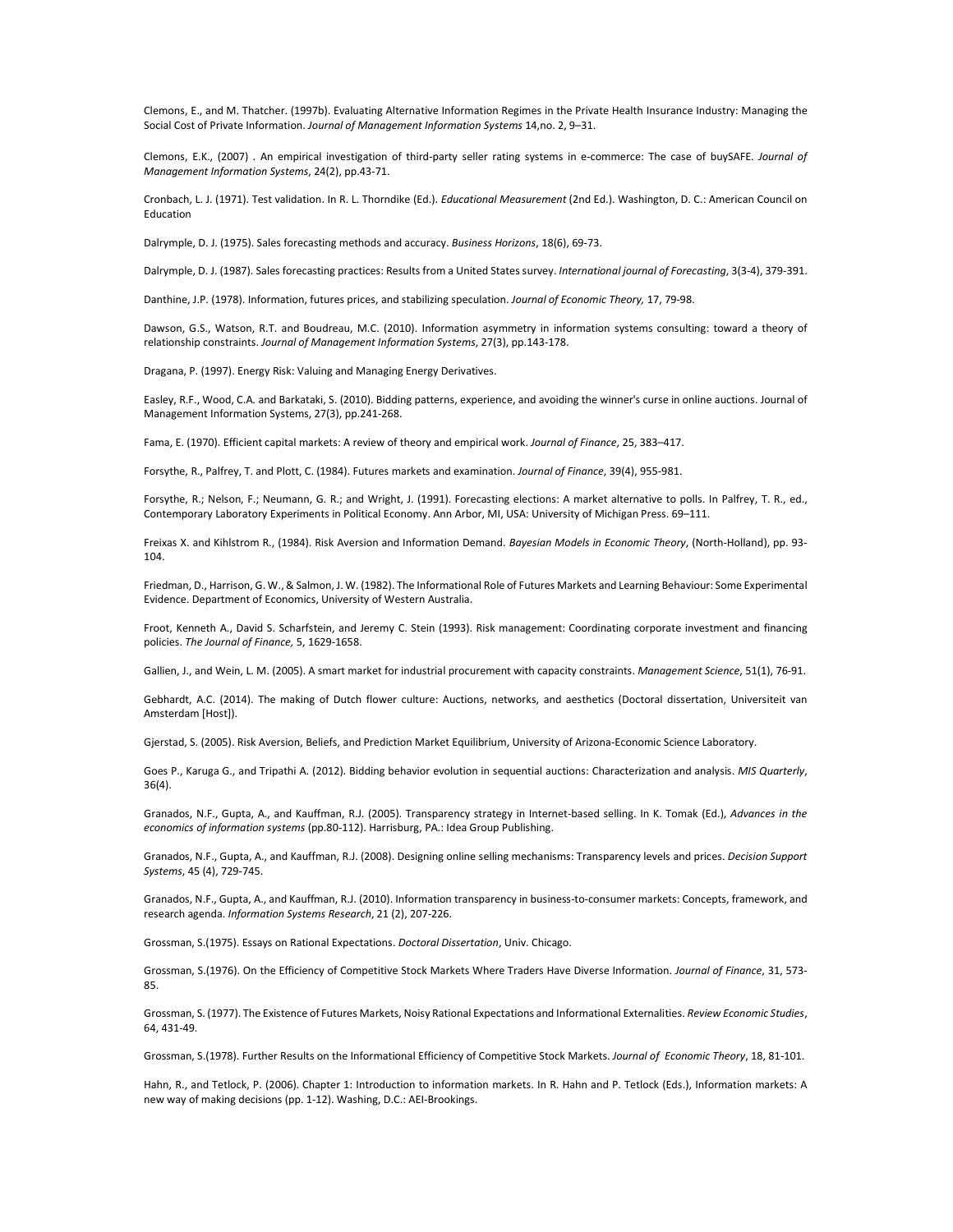Clemons, E., and M. Thatcher. (1997b). Evaluating Alternative Information Regimes in the Private Health Insurance Industry: Managing the Social Cost of Private Information. *Journal of Management Information Systems* 14,no. 2, 9–31.

Clemons, E.K., (2007) . An empirical investigation of third-party seller rating systems in e-commerce: The case of buySAFE. *Journal of Management Information Systems*, 24(2), pp.43-71.

Cronbach, L. J. (1971). Test validation. In R. L. Thorndike (Ed.). *Educational Measurement* (2nd Ed.). Washington, D. C.: American Council on Education

Dalrymple, D. J. (1975). Sales forecasting methods and accuracy. *Business Horizons*, 18(6), 69-73.

Dalrymple, D. J. (1987). Sales forecasting practices: Results from a United States survey. *International journal of Forecasting*, 3(3-4), 379-391.

Danthine, J.P. (1978). Information, futures prices, and stabilizing speculation. *Journal of Economic Theory,* 17, 79-98.

Dawson, G.S., Watson, R.T. and Boudreau, M.C. (2010). Information asymmetry in information systems consulting: toward a theory of relationship constraints. *Journal of Management Information Systems*, 27(3), pp.143-178.

Dragana, P. (1997). Energy Risk: Valuing and Managing Energy Derivatives.

Easley, R.F., Wood, C.A. and Barkataki, S. (2010). Bidding patterns, experience, and avoiding the winner's curse in online auctions. Journal of Management Information Systems, 27(3), pp.241-268.

Fama, E. (1970). Efficient capital markets: A review of theory and empirical work. *Journal of Finance*, 25, 383–417.

Forsythe, R., Palfrey, T. and Plott, C. (1984). Futures markets and examination. *Journal of Finance*, 39(4), 955-981.

Forsythe, R.; Nelson, F.; Neumann, G. R.; and Wright, J. (1991). Forecasting elections: A market alternative to polls. In Palfrey, T. R., ed., Contemporary Laboratory Experiments in Political Economy. Ann Arbor, MI, USA: University of Michigan Press. 69–111.

Freixas X. and Kihlstrom R., (1984). Risk Aversion and Information Demand. *Bayesian Models in Economic Theory*, (North-Holland), pp. 93-104.

Friedman, D., Harrison, G. W., & Salmon, J. W. (1982). The Informational Role of Futures Markets and Learning Behaviour: Some Experimental Evidence. Department of Economics, University of Western Australia.

Froot, Kenneth A., David S. Scharfstein, and Jeremy C. Stein (1993). Risk management: Coordinating corporate investment and financing policies. *The Journal of Finance,* 5, 1629-1658.

Gallien, J., and Wein, L. M. (2005). A smart market for industrial procurement with capacity constraints. *Management Science*, 51(1), 76-91.

Gebhardt, A.C. (2014). The making of Dutch flower culture: Auctions, networks, and aesthetics (Doctoral dissertation, Universiteit van Amsterdam [Host]).

Gjerstad, S. (2005). Risk Aversion, Beliefs, and Prediction Market Equilibrium, University of Arizona-Economic Science Laboratory.

Goes P., Karuga G., and Tripathi A. (2012). Bidding behavior evolution in sequential auctions: Characterization and analysis. *MIS Quarterly*, 36(4).

Granados, N.F., Gupta, A., and Kauffman, R.J. (2005). Transparency strategy in Internet-based selling. In K. Tomak (Ed.), *Advances in the economics of information systems* (pp.80-112). Harrisburg, PA.: Idea Group Publishing.

Granados, N.F., Gupta, A., and Kauffman, R.J. (2008). Designing online selling mechanisms: Transparency levels and prices. *Decision Support Systems*, 45 (4), 729-745.

Granados, N.F., Gupta, A., and Kauffman, R.J. (2010). Information transparency in business-to-consumer markets: Concepts, framework, and research agenda. *Information Systems Research*, 21 (2), 207-226.

Grossman, S.(1975). Essays on Rational Expectations. *Doctoral Dissertation*, Univ. Chicago.

Grossman, S.(1976). On the Efficiency of Competitive Stock Markets Where Traders Have Diverse Information. *Journal of Finance*, 31, 573-85.

Grossman, S. (1977). The Existence of Futures Markets, Noisy Rational Expectations and Informational Externalities. *Review Economic Studies*, 64, 431-49.

Grossman, S.(1978). Further Results on the Informational Efficiency of Competitive Stock Markets. *Journal of Economic Theory*, 18, 81-101.

Hahn, R., and Tetlock, P. (2006). Chapter 1: Introduction to information markets. In R. Hahn and P. Tetlock (Eds.), Information markets: A new way of making decisions (pp. 1-12). Washing, D.C.: AEI-Brookings.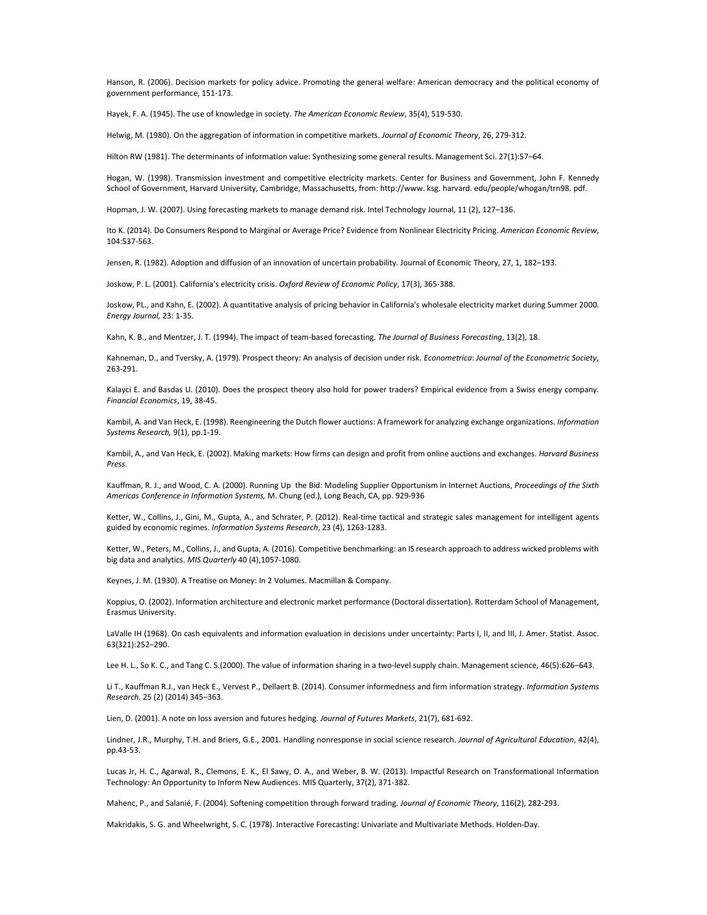Hanson, R. (2006). Decision markets for policy advice. Promoting the general welfare: American democracy and the political economy of government performance, 151-173.

Hayek, F. A. (1945). The use of knowledge in society. *The American Economic Review*, 35(4), 519-530.

Helwig, M. (1980). On the aggregation of information in competitive markets. *Journal of Economic Theory*, 26, 279-312.

Hilton RW (1981). The determinants of information value: Synthesizing some general results. Management Sci. 27(1):57–64.

Hogan, W. (1998). Transmission investment and competitive electricity markets. Center for Business and Government, John F. Kennedy School of Government, Harvard University, Cambridge, Massachusetts, from: http://www. ksg. harvard. edu/people/whogan/trn98. pdf.

Hopman, J. W. (2007). Using forecasting markets to manage demand risk. Intel Technology Journal, 11 (2), 127–136.

Ito K. (2014). Do Consumers Respond to Marginal or Average Price? Evidence from Nonlinear Electricity Pricing. *American Economic Review*, 104:537-563.

Jensen, R. (1982). Adoption and diffusion of an innovation of uncertain probability. Journal of Economic Theory, 27, 1, 182–193.

Joskow, P. L. (2001). California's electricity crisis. *Oxford Review of Economic Policy*, 17(3), 365-388.

Joskow, PL., and Kahn, E. (2002). A quantitative analysis of pricing behavior in California's wholesale electricity market during Summer 2000. *Energy Journal,* 23: 1-35.

Kahn, K. B., and Mentzer, J. T. (1994). The impact of team-based forecasting. *The Journal of Business Forecasting*, 13(2), 18.

Kahneman, D., and Tversky, A. (1979). Prospect theory: An analysis of decision under risk. *Econometrica*: *Journal of the Econometric Society*, 263-291.

Kalayci E. and Basdas U. (2010). Does the prospect theory also hold for power traders? Empirical evidence from a Swiss energy company. *Financial Economics*, 19, 38-45.

Kambil, A. and Van Heck, E. (1998). Reengineering the Dutch flower auctions: A framework for analyzing exchange organizations. *Information Systems Research,* 9(1), pp.1-19.

Kambil, A., and Van Heck, E. (2002). Making markets: How firms can design and profit from online auctions and exchanges. *Harvard Business Press*.

Kauffman, R. J., and Wood, C. A. (2000). Running Up the Bid: Modeling Supplier Opportunism in Internet Auctions, *Proceedings of the Sixth Americas Conference in Information Systems,* M. Chung (ed.), Long Beach, CA, pp. 929-936

Ketter, W., Collins, J., Gini, M., Gupta, A., and Schrater, P. (2012). Real-time tactical and strategic sales management for intelligent agents guided by economic regimes. *Information Systems Research*, 23 (4), 1263-1283.

Ketter, W., Peters, M., Collins, J., and Gupta, A. (2016). Competitive benchmarking: an IS research approach to address wicked problems with big data and analytics. *MIS Quarterly* 40 (4),1057-1080.

Keynes, J. M. (1930). A Treatise on Money: In 2 Volumes. Macmillan & Company.

Koppius, O. (2002). Information architecture and electronic market performance (Doctoral dissertation). Rotterdam School of Management, Erasmus University.

LaValle IH (1968). On cash equivalents and information evaluation in decisions under uncertainty: Parts I, II, and III, J. Amer. Statist. Assoc. 63(321):252–290.

Lee H. L., So K. C., and Tang C. S.(2000). The value of information sharing in a two-level supply chain. Management science, 46(5):626–643.

Li T., Kauffman R.J., van Heck E., Vervest P., Dellaert B. (2014). Consumer informedness and firm information strategy. *Information Systems Research.* 25 (2) (2014) 345–363.

Lien, D. (2001). A note on loss aversion and futures hedging. *Journal of Futures Markets*, 21(7), 681-692.

Lindner, J.R., Murphy, T.H. and Briers, G.E., 2001. Handling nonresponse in social science research. *Journal of Agricultural Education*, 42(4), pp.43-53.

Lucas Jr, H. C., Agarwal, R., Clemons, E. K., El Sawy, O. A., and Weber, B. W. (2013). Impactful Research on Transformational Information Technology: An Opportunity to Inform New Audiences. MIS Quarterly, 37(2), 371-382.

Mahenc, P., and Salanié, F. (2004). Softening competition through forward trading. *Journal of Economic Theory*, 116(2), 282-293.

Makridakis, S. G. and Wheelwright, S. C. (1978). Interactive Forecasting: Univariate and Multivariate Methods. Holden-Day.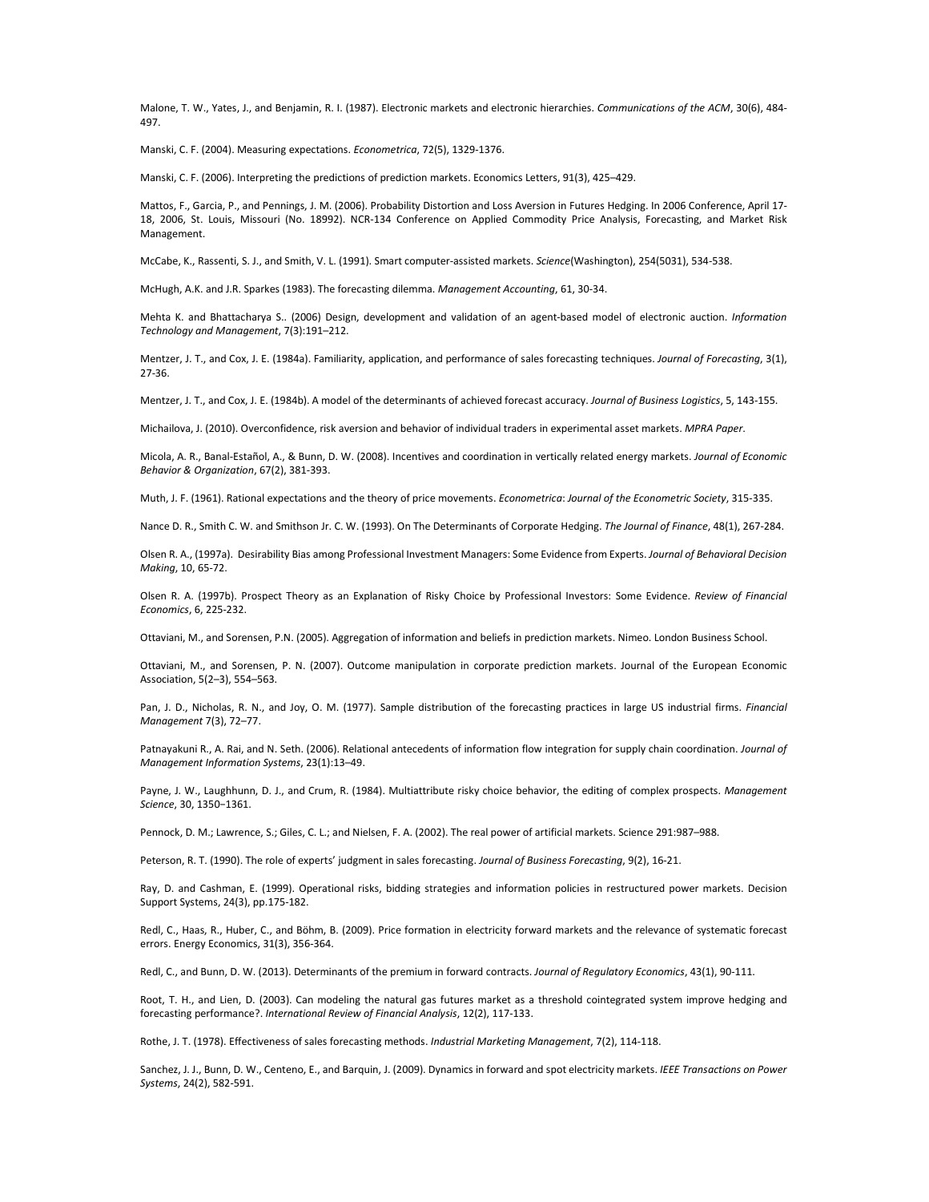Malone, T. W., Yates, J., and Benjamin, R. I. (1987). Electronic markets and electronic hierarchies. *Communications of the ACM*, 30(6), 484-497.

Manski, C. F. (2004). Measuring expectations. *Econometrica*, 72(5), 1329-1376.

Manski, C. F. (2006). Interpreting the predictions of prediction markets. Economics Letters, 91(3), 425–429.

Mattos, F., Garcia, P., and Pennings, J. M. (2006). Probability Distortion and Loss Aversion in Futures Hedging. In 2006 Conference, April 17-18, 2006, St. Louis, Missouri (No. 18992). NCR-134 Conference on Applied Commodity Price Analysis, Forecasting, and Market Risk Management.

McCabe, K., Rassenti, S. J., and Smith, V. L. (1991). Smart computer-assisted markets. *Science*(Washington), 254(5031), 534-538.

McHugh, A.K. and J.R. Sparkes (1983). The forecasting dilemma. *Management Accounting*, 61, 30-34.

Mehta K. and Bhattacharya S.. (2006) Design, development and validation of an agent-based model of electronic auction. *Information Technology and Management*, 7(3):191–212.

Mentzer, J. T., and Cox, J. E. (1984a). Familiarity, application, and performance of sales forecasting techniques. *Journal of Forecasting*, 3(1), 27-36.

Mentzer, J. T., and Cox, J. E. (1984b). A model of the determinants of achieved forecast accuracy. *Journal of Business Logistics*, 5, 143-155.

Michailova, J. (2010). Overconfidence, risk aversion and behavior of individual traders in experimental asset markets. *MPRA Paper*.

Micola, A. R., Banal-Estañol, A., & Bunn, D. W. (2008). Incentives and coordination in vertically related energy markets. *Journal of Economic Behavior & Organization*, 67(2), 381-393.

Muth, J. F. (1961). Rational expectations and the theory of price movements. *Econometrica*: *Journal of the Econometric Society*, 315-335.

Nance D. R., Smith C. W. and Smithson Jr. C. W. (1993). On The Determinants of Corporate Hedging. *The Journal of Finance*, 48(1), 267-284.

Olsen R. A., (1997a). Desirability Bias among Professional Investment Managers: Some Evidence from Experts. *Journal of Behavioral Decision Making*, 10, 65-72.

Olsen R. A. (1997b). Prospect Theory as an Explanation of Risky Choice by Professional Investors: Some Evidence. *Review of Financial Economics*, 6, 225-232.

Ottaviani, M., and Sorensen, P.N. (2005). Aggregation of information and beliefs in prediction markets. Nimeo. London Business School.

Ottaviani, M., and Sorensen, P. N. (2007). Outcome manipulation in corporate prediction markets. Journal of the European Economic Association, 5(2–3), 554–563.

Pan, J. D., Nicholas, R. N., and Joy, O. M. (1977). Sample distribution of the forecasting practices in large US industrial firms. *Financial Management* 7(3), 72–77.

Patnayakuni R., A. Rai, and N. Seth. (2006). Relational antecedents of information flow integration for supply chain coordination. *Journal of Management Information Systems*, 23(1):13–49.

Payne, J. W., Laughhunn, D. J., and Crum, R. (1984). Multiattribute risky choice behavior, the editing of complex prospects. *Management Science*, 30, 1350–1361.

Pennock, D. M.; Lawrence, S.; Giles, C. L.; and Nielsen, F. A. (2002). The real power of artificial markets. Science 291:987–988.

Peterson, R. T. (1990). The role of experts' judgment in sales forecasting. *Journal of Business Forecasting*, 9(2), 16-21.

Ray, D. and Cashman, E. (1999). Operational risks, bidding strategies and information policies in restructured power markets. Decision Support Systems, 24(3), pp.175-182.

Redl, C., Haas, R., Huber, C., and Böhm, B. (2009). Price formation in electricity forward markets and the relevance of systematic forecast errors. Energy Economics, 31(3), 356-364.

Redl, C., and Bunn, D. W. (2013). Determinants of the premium in forward contracts. *Journal of Regulatory Economics*, 43(1), 90-111.

Root, T. H., and Lien, D. (2003). Can modeling the natural gas futures market as a threshold cointegrated system improve hedging and forecasting performance?. *International Review of Financial Analysis*, 12(2), 117-133.

Rothe, J. T. (1978). Effectiveness of sales forecasting methods. *Industrial Marketing Management*, 7(2), 114-118.

Sanchez, J. J., Bunn, D. W., Centeno, E., and Barquin, J. (2009). Dynamics in forward and spot electricity markets. *IEEE Transactions on Power Systems*, 24(2), 582-591.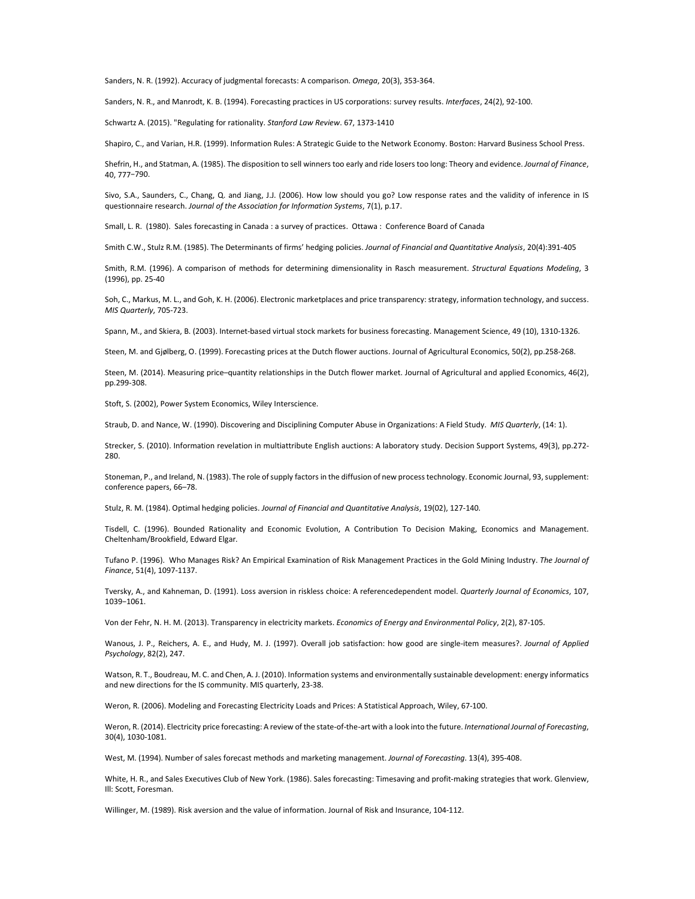Sanders, N. R. (1992). Accuracy of judgmental forecasts: A comparison. *Omega*, 20(3), 353-364.

Sanders, N. R., and Manrodt, K. B. (1994). Forecasting practices in US corporations: survey results. *Interfaces*, 24(2), 92-100.

Schwartz A. (2015). "Regulating for rationality. *Stanford Law Review*. 67, 1373-1410

Shapiro, C., and Varian, H.R. (1999). Information Rules: A Strategic Guide to the Network Economy. Boston: Harvard Business School Press.

Shefrin, H., and Statman, A. (1985). The disposition to sell winners too early and ride losers too long: Theory and evidence. *Journal of Finance*, 40, 777–790.

Sivo, S.A., Saunders, C., Chang, Q. and Jiang, J.J. (2006). How low should you go? Low response rates and the validity of inference in IS questionnaire research. *Journal of the Association for Information Systems*, 7(1), p.17.

Small, L. R. (1980). Sales forecasting in Canada : a survey of practices. Ottawa : Conference Board of Canada

Smith C.W., Stulz R.M. (1985). The Determinants of firms' hedging policies. *Journal of Financial and Quantitative Analysis*, 20(4):391-405

Smith, R.M. (1996). A comparison of methods for determining dimensionality in Rasch measurement. *Structural Equations Modeling*, 3 (1996), pp. 25-40

Soh, C., Markus, M. L., and Goh, K. H. (2006). Electronic marketplaces and price transparency: strategy, information technology, and success. *MIS Quarterly*, 705-723.

Spann, M., and Skiera, B. (2003). Internet-based virtual stock markets for business forecasting. Management Science, 49 (10), 1310-1326.

Steen, M. and Gjølberg, O. (1999). Forecasting prices at the Dutch flower auctions. Journal of Agricultural Economics, 50(2), pp.258-268.

Steen, M. (2014). Measuring price–quantity relationships in the Dutch flower market. Journal of Agricultural and applied Economics, 46(2), pp.299-308.

Stoft, S. (2002), Power System Economics, Wiley Interscience.

Straub, D. and Nance, W. (1990). Discovering and Disciplining Computer Abuse in Organizations: A Field Study. *MIS Quarterly*, (14: 1).

Strecker, S. (2010). Information revelation in multiattribute English auctions: A laboratory study. Decision Support Systems, 49(3), pp.272-280.

Stoneman, P., and Ireland, N. (1983). The role of supply factors in the diffusion of new process technology. Economic Journal, 93, supplement: conference papers, 66–78.

Stulz, R. M. (1984). Optimal hedging policies. *Journal of Financial and Quantitative Analysis*, 19(02), 127-140.

Tisdell, C. (1996). Bounded Rationality and Economic Evolution, A Contribution To Decision Making, Economics and Management. Cheltenham/Brookfield, Edward Elgar.

Tufano P. (1996). Who Manages Risk? An Empirical Examination of Risk Management Practices in the Gold Mining Industry. *The Journal of Finance*, 51(4), 1097-1137.

Tversky, A., and Kahneman, D. (1991). Loss aversion in riskless choice: A referencedependent model. *Quarterly Journal of Economics*, 107, 1039–1061.

Von der Fehr, N. H. M. (2013). Transparency in electricity markets. *Economics of Energy and Environmental Policy*, 2(2), 87-105.

Wanous, J. P., Reichers, A. E., and Hudy, M. J. (1997). Overall job satisfaction: how good are single-item measures?. *Journal of Applied Psychology*, 82(2), 247.

Watson, R. T., Boudreau, M. C. and Chen, A. J. (2010). Information systems and environmentally sustainable development: energy informatics and new directions for the IS community. MIS quarterly, 23-38.

Weron, R. (2006). Modeling and Forecasting Electricity Loads and Prices: A Statistical Approach, Wiley, 67-100.

Weron, R. (2014). Electricity price forecasting: A review of the state-of-the-art with a look into the future. *International Journal of Forecasting*, 30(4), 1030-1081.

West, M. (1994). Number of sales forecast methods and marketing management. *Journal of Forecasting*. 13(4), 395-408.

White, H. R., and Sales Executives Club of New York. (1986). Sales forecasting: Timesaving and profit-making strategies that work. Glenview, Ill: Scott, Foresman.

Willinger, M. (1989). Risk aversion and the value of information. Journal of Risk and Insurance, 104-112.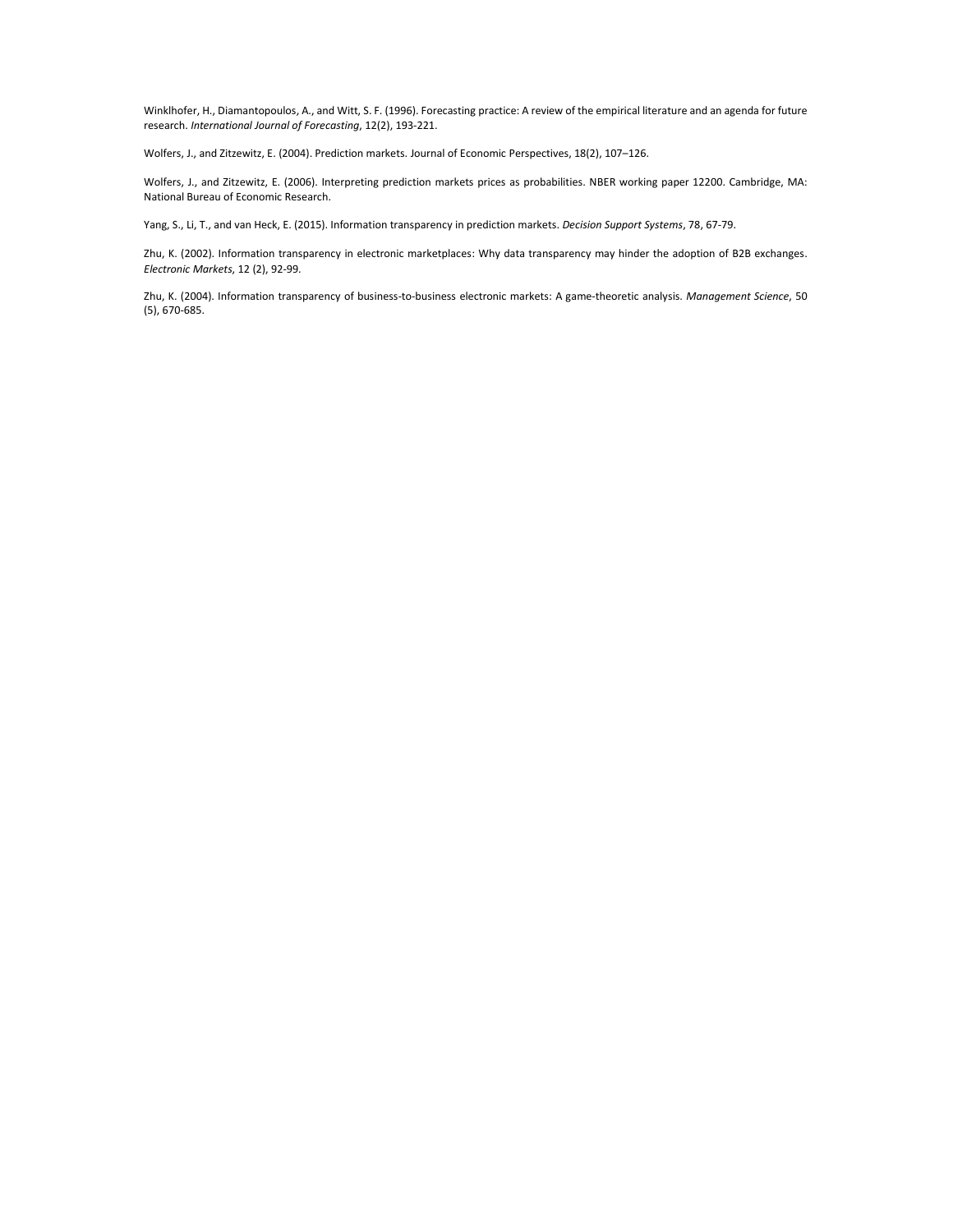Winklhofer, H., Diamantopoulos, A., and Witt, S. F. (1996). Forecasting practice: A review of the empirical literature and an agenda for future research. *International Journal of Forecasting*, 12(2), 193-221.

Wolfers, J., and Zitzewitz, E. (2004). Prediction markets. Journal of Economic Perspectives, 18(2), 107–126.

Wolfers, J., and Zitzewitz, E. (2006). Interpreting prediction markets prices as probabilities. NBER working paper 12200. Cambridge, MA: National Bureau of Economic Research.

Yang, S., Li, T., and van Heck, E. (2015). Information transparency in prediction markets. *Decision Support Systems*, 78, 67-79.

Zhu, K. (2002). Information transparency in electronic marketplaces: Why data transparency may hinder the adoption of B2B exchanges. *Electronic Markets*, 12 (2), 92-99.

Zhu, K. (2004). Information transparency of business-to-business electronic markets: A game-theoretic analysis. *Management Science*, 50 (5), 670-685.